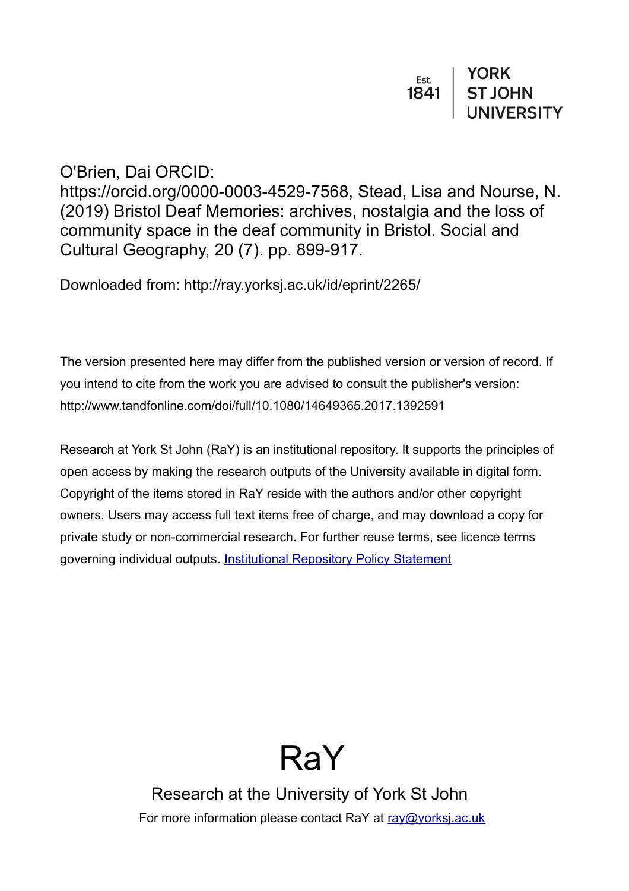Est. 1841 | YORK ST JOHN UNIVERSITY

O'Brien, Dai ORCID: https://orcid.org/0000-0003-4529-7568, Stead, Lisa and Nourse, N. (2019) Bristol Deaf Memories: archives, nostalgia and the loss of community space in the deaf community in Bristol. Social and Cultural Geography, 20 (7). pp. 899-917.

Downloaded from: http://ray.yorksj.ac.uk/id/eprint/2265/

The version presented here may differ from the published version or version of record. If you intend to cite from the work you are advised to consult the publisher's version: http://www.tandfonline.com/doi/full/10.1080/14649365.2017.1392591

Research at York St John (RaY) is an institutional repository. It supports the principles of open access by making the research outputs of the University available in digital form. Copyright of the items stored in RaY reside with the authors and/or other copyright owners. Users may access full text items free of charge, and may download a copy for private study or non-commercial research. For further reuse terms, see licence terms governing individual outputs. [Institutional Repository Policy Statement](http://ray.yorksj.ac.uk)

# RaY

Research at the University of York St John

For more information please contact RaY at [ray@yorksj.ac.uk](mailto:ray@yorksj.ac.uk)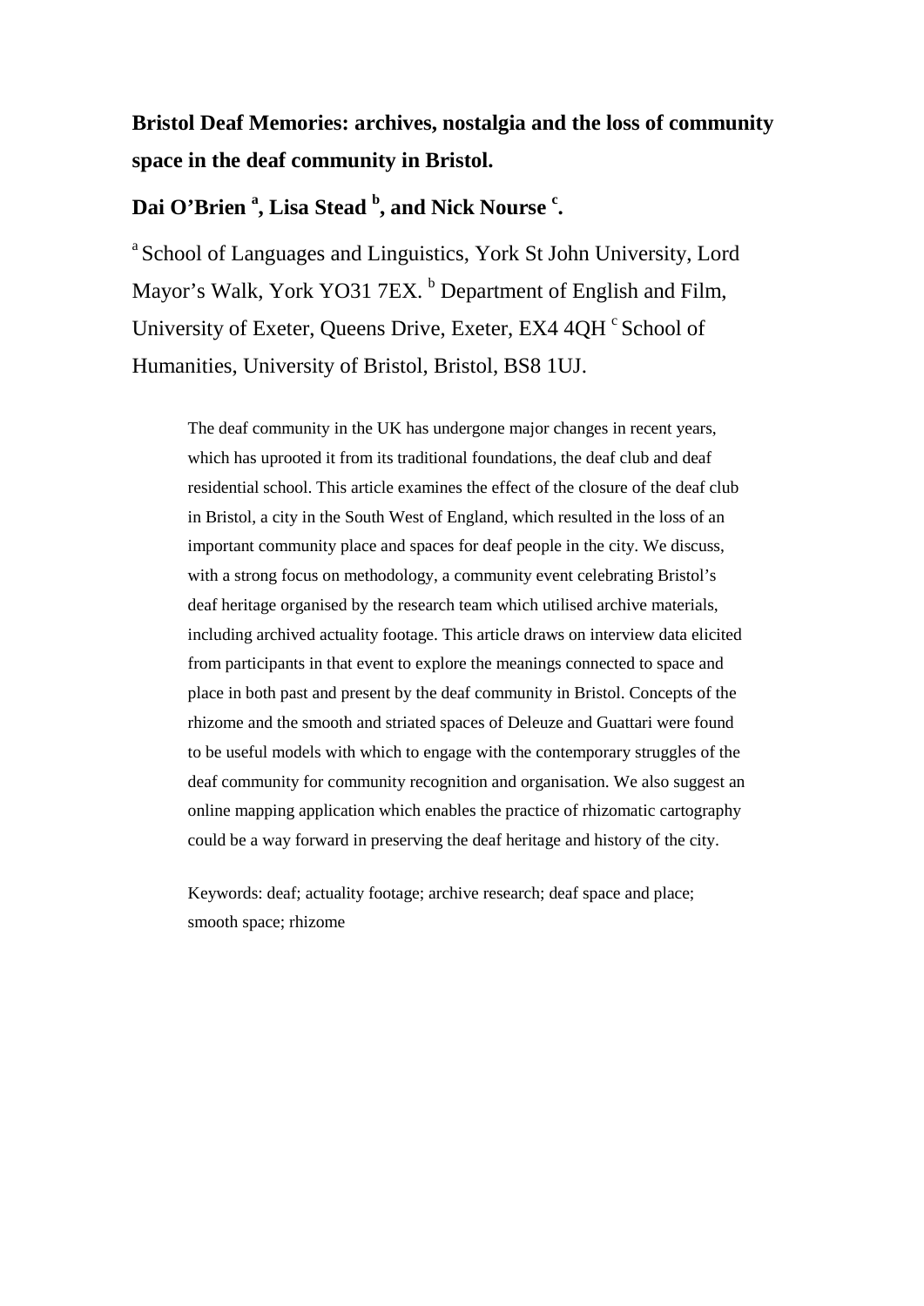**Bristol Deaf Memories: archives, nostalgia and the loss of community space in the deaf community in Bristol.**

**Dai O'Brien [a], Lisa Stead [b], and Nick Nourse [c].**

[a] School of Languages and Linguistics, York St John University, Lord Mayor's Walk, York YO31 7EX. [b] Department of English and Film, University of Exeter, Queens Drive, Exeter, EX4 4QH [c] School of Humanities, University of Bristol, Bristol, BS8 1UJ.

The deaf community in the UK has undergone major changes in recent years, which has uprooted it from its traditional foundations, the deaf club and deaf residential school. This article examines the effect of the closure of the deaf club in Bristol, a city in the South West of England, which resulted in the loss of an important community place and spaces for deaf people in the city. We discuss, with a strong focus on methodology, a community event celebrating Bristol's deaf heritage organised by the research team which utilised archive materials, including archived actuality footage. This article draws on interview data elicited from participants in that event to explore the meanings connected to space and place in both past and present by the deaf community in Bristol. Concepts of the rhizome and the smooth and striated spaces of Deleuze and Guattari were found to be useful models with which to engage with the contemporary struggles of the deaf community for community recognition and organisation. We also suggest an online mapping application which enables the practice of rhizomatic cartography could be a way forward in preserving the deaf heritage and history of the city.

Keywords: deaf; actuality footage; archive research; deaf space and place; smooth space; rhizome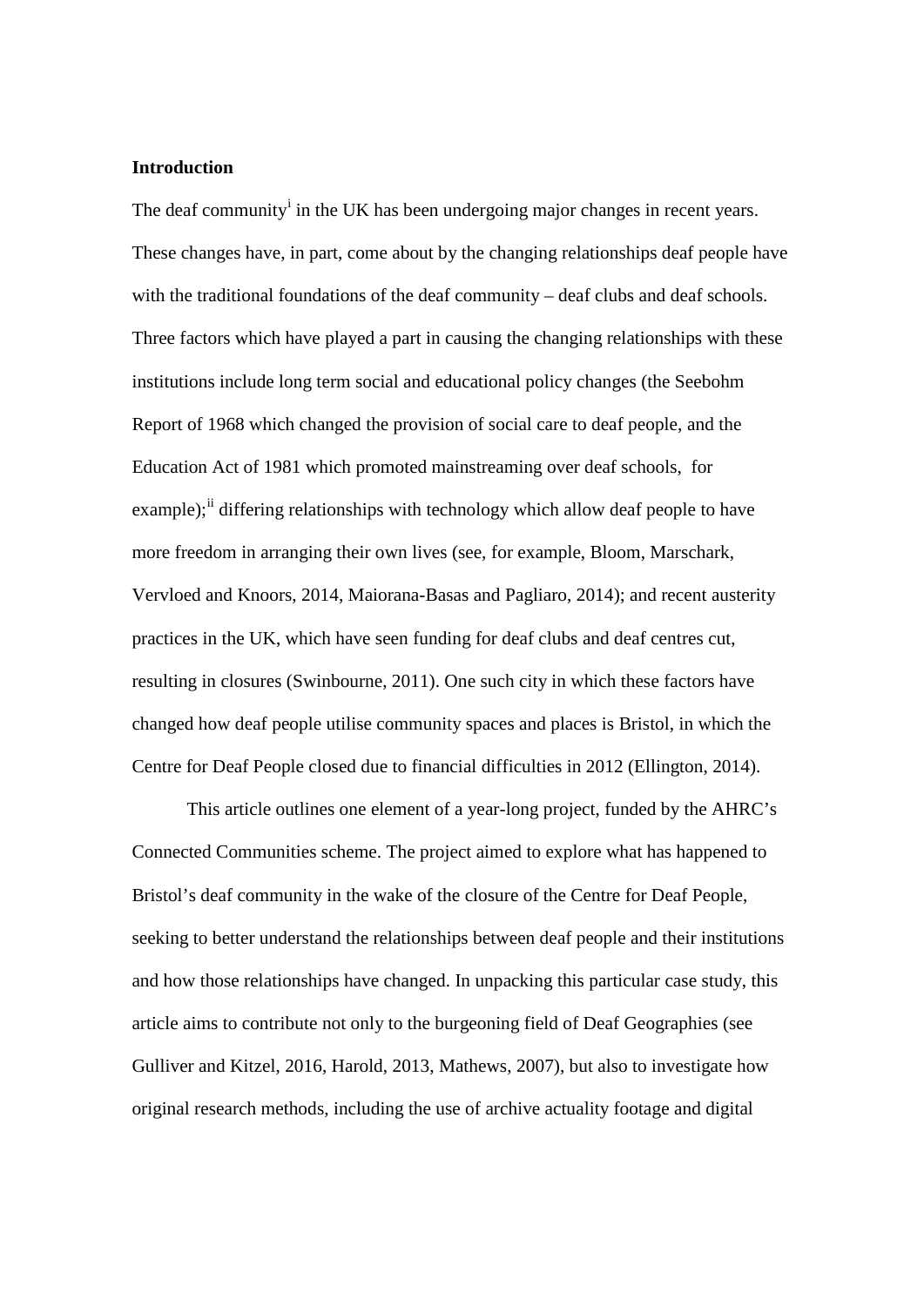**Introduction**

The deaf community[i] in the UK has been undergoing major changes in recent years. These changes have, in part, come about by the changing relationships deaf people have with the traditional foundations of the deaf community – deaf clubs and deaf schools. Three factors which have played a part in causing the changing relationships with these institutions include long term social and educational policy changes (the Seebohm Report of 1968 which changed the provision of social care to deaf people, and the Education Act of 1981 which promoted mainstreaming over deaf schools, for example);[ii] differing relationships with technology which allow deaf people to have more freedom in arranging their own lives (see, for example, Bloom, Marschark, Vervloed and Knoors, 2014, Maiorana-Basas and Pagliaro, 2014); and recent austerity practices in the UK, which have seen funding for deaf clubs and deaf centres cut, resulting in closures (Swinbourne, 2011). One such city in which these factors have changed how deaf people utilise community spaces and places is Bristol, in which the Centre for Deaf People closed due to financial difficulties in 2012 (Ellington, 2014).

This article outlines one element of a year-long project, funded by the AHRC's Connected Communities scheme. The project aimed to explore what has happened to Bristol's deaf community in the wake of the closure of the Centre for Deaf People, seeking to better understand the relationships between deaf people and their institutions and how those relationships have changed. In unpacking this particular case study, this article aims to contribute not only to the burgeoning field of Deaf Geographies (see Gulliver and Kitzel, 2016, Harold, 2013, Mathews, 2007), but also to investigate how original research methods, including the use of archive actuality footage and digital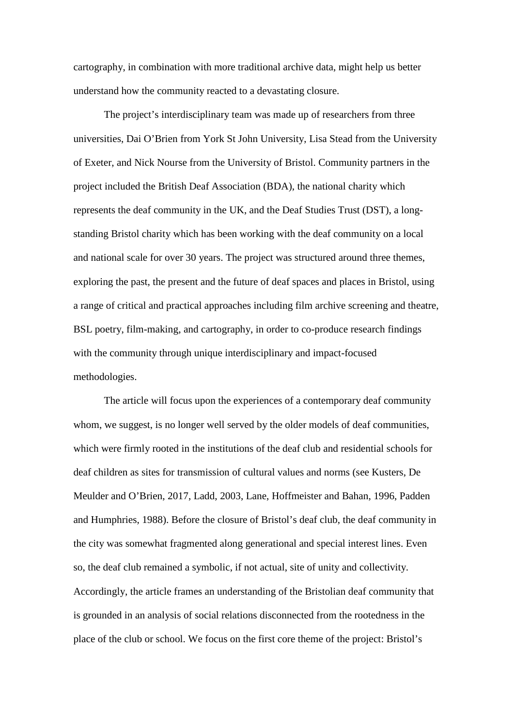cartography, in combination with more traditional archive data, might help us better understand how the community reacted to a devastating closure.

The project's interdisciplinary team was made up of researchers from three universities, Dai O'Brien from York St John University, Lisa Stead from the University of Exeter, and Nick Nourse from the University of Bristol. Community partners in the project included the British Deaf Association (BDA), the national charity which represents the deaf community in the UK, and the Deaf Studies Trust (DST), a long-standing Bristol charity which has been working with the deaf community on a local and national scale for over 30 years. The project was structured around three themes, exploring the past, the present and the future of deaf spaces and places in Bristol, using a range of critical and practical approaches including film archive screening and theatre, BSL poetry, film-making, and cartography, in order to co-produce research findings with the community through unique interdisciplinary and impact-focused methodologies.

The article will focus upon the experiences of a contemporary deaf community whom, we suggest, is no longer well served by the older models of deaf communities, which were firmly rooted in the institutions of the deaf club and residential schools for deaf children as sites for transmission of cultural values and norms (see Kusters, De Meulder and O'Brien, 2017, Ladd, 2003, Lane, Hoffmeister and Bahan, 1996, Padden and Humphries, 1988). Before the closure of Bristol's deaf club, the deaf community in the city was somewhat fragmented along generational and special interest lines. Even so, the deaf club remained a symbolic, if not actual, site of unity and collectivity. Accordingly, the article frames an understanding of the Bristolian deaf community that is grounded in an analysis of social relations disconnected from the rootedness in the place of the club or school. We focus on the first core theme of the project: Bristol's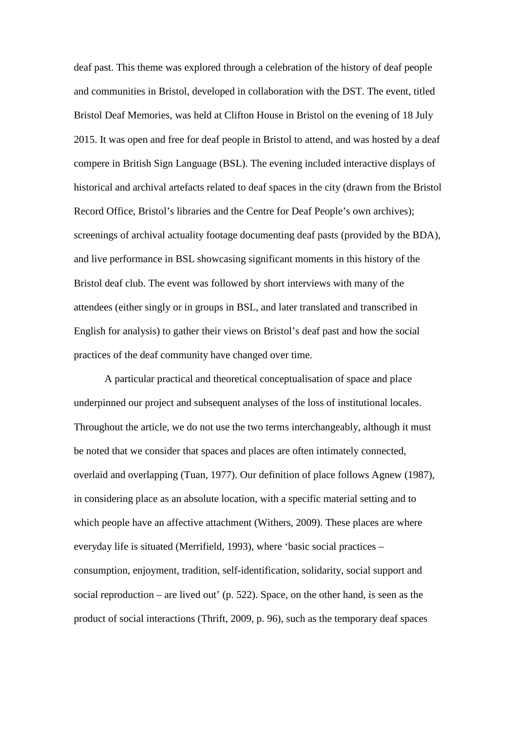deaf past. This theme was explored through a celebration of the history of deaf people and communities in Bristol, developed in collaboration with the DST. The event, titled Bristol Deaf Memories, was held at Clifton House in Bristol on the evening of 18 July 2015. It was open and free for deaf people in Bristol to attend, and was hosted by a deaf compere in British Sign Language (BSL). The evening included interactive displays of historical and archival artefacts related to deaf spaces in the city (drawn from the Bristol Record Office, Bristol's libraries and the Centre for Deaf People's own archives); screenings of archival actuality footage documenting deaf pasts (provided by the BDA), and live performance in BSL showcasing significant moments in this history of the Bristol deaf club. The event was followed by short interviews with many of the attendees (either singly or in groups in BSL, and later translated and transcribed in English for analysis) to gather their views on Bristol's deaf past and how the social practices of the deaf community have changed over time.

A particular practical and theoretical conceptualisation of space and place underpinned our project and subsequent analyses of the loss of institutional locales. Throughout the article, we do not use the two terms interchangeably, although it must be noted that we consider that spaces and places are often intimately connected, overlaid and overlapping (Tuan, 1977). Our definition of place follows Agnew (1987), in considering place as an absolute location, with a specific material setting and to which people have an affective attachment (Withers, 2009). These places are where everyday life is situated (Merrifield, 1993), where 'basic social practices – consumption, enjoyment, tradition, self-identification, solidarity, social support and social reproduction – are lived out' (p. 522). Space, on the other hand, is seen as the product of social interactions (Thrift, 2009, p. 96), such as the temporary deaf spaces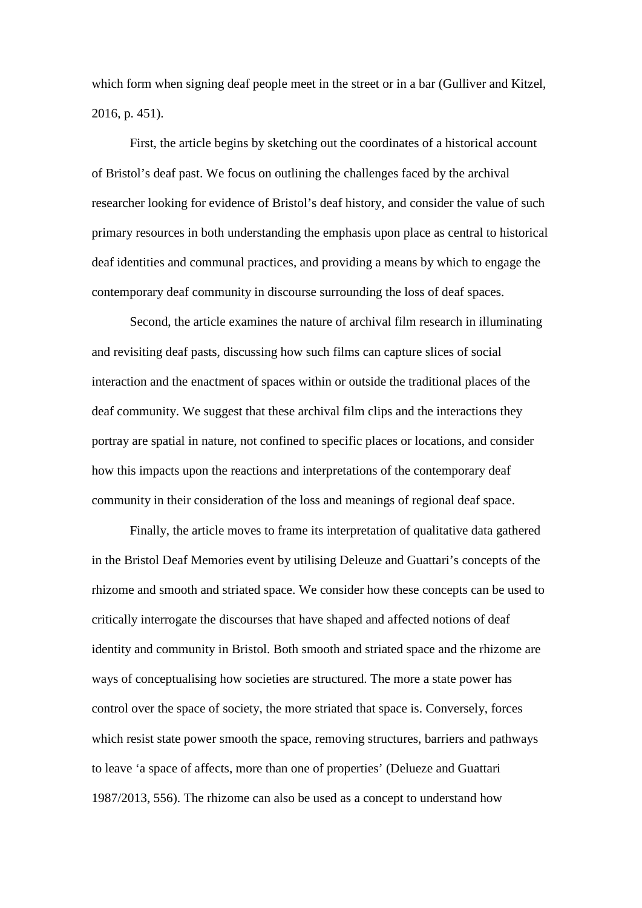which form when signing deaf people meet in the street or in a bar (Gulliver and Kitzel, 2016, p. 451).

First, the article begins by sketching out the coordinates of a historical account of Bristol's deaf past. We focus on outlining the challenges faced by the archival researcher looking for evidence of Bristol's deaf history, and consider the value of such primary resources in both understanding the emphasis upon place as central to historical deaf identities and communal practices, and providing a means by which to engage the contemporary deaf community in discourse surrounding the loss of deaf spaces.

Second, the article examines the nature of archival film research in illuminating and revisiting deaf pasts, discussing how such films can capture slices of social interaction and the enactment of spaces within or outside the traditional places of the deaf community. We suggest that these archival film clips and the interactions they portray are spatial in nature, not confined to specific places or locations, and consider how this impacts upon the reactions and interpretations of the contemporary deaf community in their consideration of the loss and meanings of regional deaf space.

Finally, the article moves to frame its interpretation of qualitative data gathered in the Bristol Deaf Memories event by utilising Deleuze and Guattari's concepts of the rhizome and smooth and striated space. We consider how these concepts can be used to critically interrogate the discourses that have shaped and affected notions of deaf identity and community in Bristol. Both smooth and striated space and the rhizome are ways of conceptualising how societies are structured. The more a state power has control over the space of society, the more striated that space is. Conversely, forces which resist state power smooth the space, removing structures, barriers and pathways to leave 'a space of affects, more than one of properties' (Delueze and Guattari 1987/2013, 556). The rhizome can also be used as a concept to understand how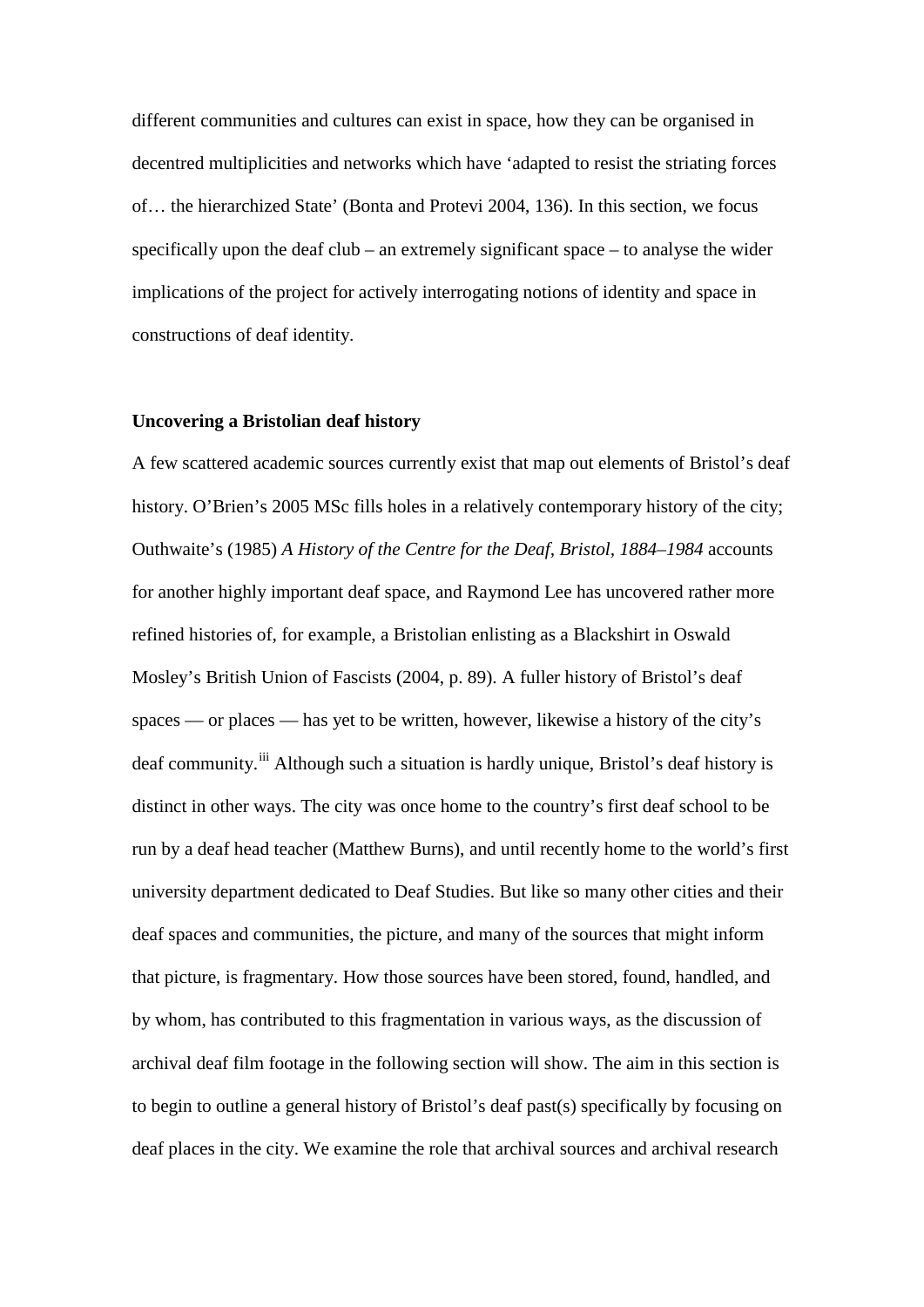different communities and cultures can exist in space, how they can be organised in decentred multiplicities and networks which have 'adapted to resist the striating forces of… the hierarchized State' (Bonta and Protevi 2004, 136). In this section, we focus specifically upon the deaf club – an extremely significant space – to analyse the wider implications of the project for actively interrogating notions of identity and space in constructions of deaf identity.

### Uncovering a Bristolian deaf history

A few scattered academic sources currently exist that map out elements of Bristol's deaf history. O'Brien's 2005 MSc fills holes in a relatively contemporary history of the city; Outhwaite's (1985) *A History of the Centre for the Deaf, Bristol, 1884–1984* accounts for another highly important deaf space, and Raymond Lee has uncovered rather more refined histories of, for example, a Bristolian enlisting as a Blackshirt in Oswald Mosley's British Union of Fascists (2004, p. 89). A fuller history of Bristol's deaf spaces — or places — has yet to be written, however, likewise a history of the city's deaf community.[iii] Although such a situation is hardly unique, Bristol's deaf history is distinct in other ways. The city was once home to the country's first deaf school to be run by a deaf head teacher (Matthew Burns), and until recently home to the world's first university department dedicated to Deaf Studies. But like so many other cities and their deaf spaces and communities, the picture, and many of the sources that might inform that picture, is fragmentary. How those sources have been stored, found, handled, and by whom, has contributed to this fragmentation in various ways, as the discussion of archival deaf film footage in the following section will show. The aim in this section is to begin to outline a general history of Bristol's deaf past(s) specifically by focusing on deaf places in the city. We examine the role that archival sources and archival research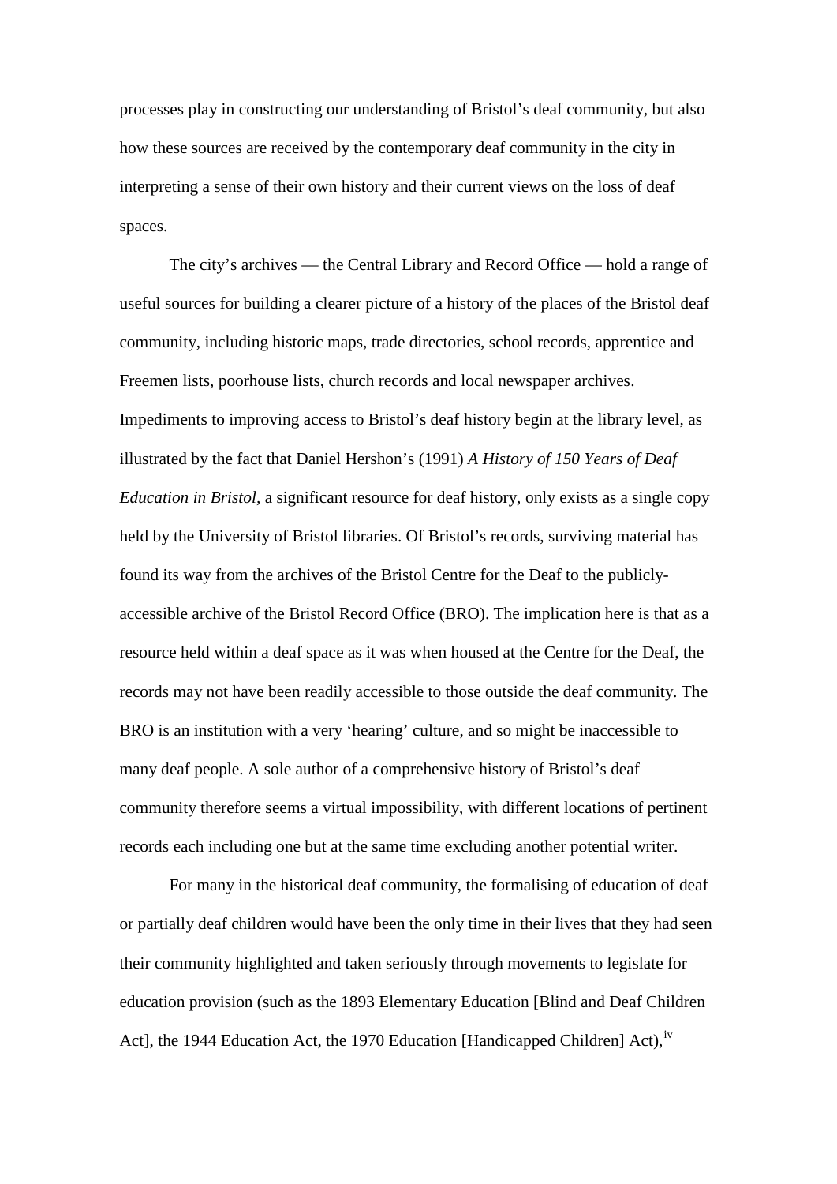processes play in constructing our understanding of Bristol's deaf community, but also how these sources are received by the contemporary deaf community in the city in interpreting a sense of their own history and their current views on the loss of deaf spaces.

The city's archives — the Central Library and Record Office — hold a range of useful sources for building a clearer picture of a history of the places of the Bristol deaf community, including historic maps, trade directories, school records, apprentice and Freemen lists, poorhouse lists, church records and local newspaper archives. Impediments to improving access to Bristol's deaf history begin at the library level, as illustrated by the fact that Daniel Hershon's (1991) *A History of 150 Years of Deaf Education in Bristol*, a significant resource for deaf history, only exists as a single copy held by the University of Bristol libraries. Of Bristol's records, surviving material has found its way from the archives of the Bristol Centre for the Deaf to the publicly-accessible archive of the Bristol Record Office (BRO). The implication here is that as a resource held within a deaf space as it was when housed at the Centre for the Deaf, the records may not have been readily accessible to those outside the deaf community. The BRO is an institution with a very 'hearing' culture, and so might be inaccessible to many deaf people. A sole author of a comprehensive history of Bristol's deaf community therefore seems a virtual impossibility, with different locations of pertinent records each including one but at the same time excluding another potential writer.

For many in the historical deaf community, the formalising of education of deaf or partially deaf children would have been the only time in their lives that they had seen their community highlighted and taken seriously through movements to legislate for education provision (such as the 1893 Elementary Education [Blind and Deaf Children Act], the 1944 Education Act, the 1970 Education [Handicapped Children] Act),[iv]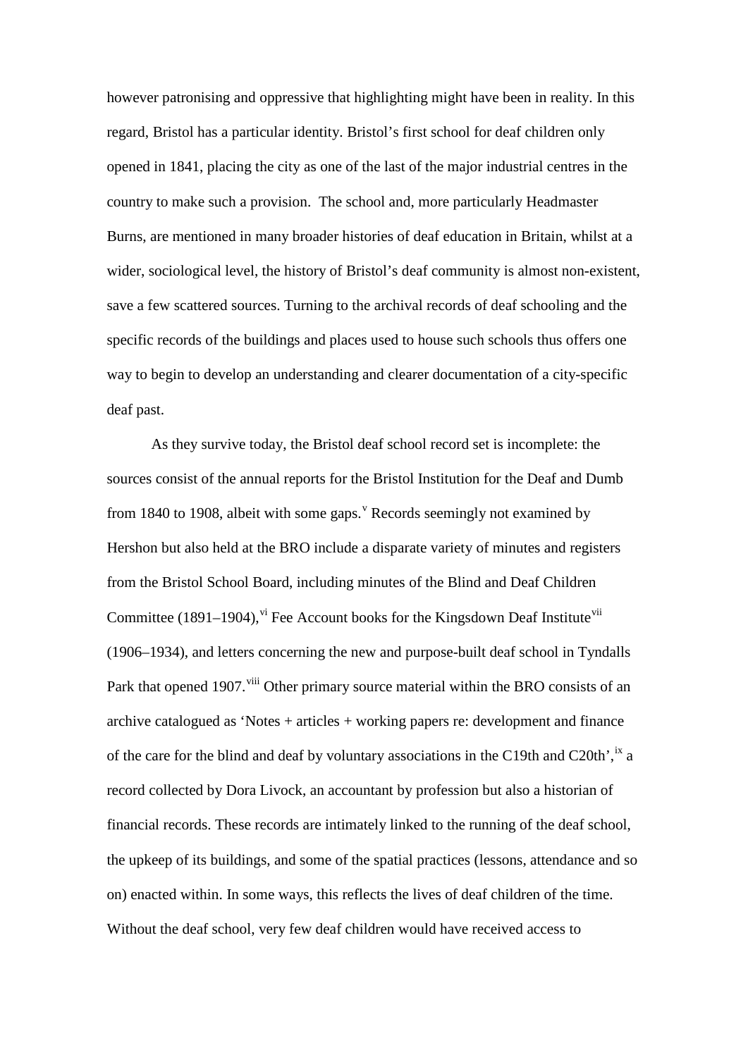however patronising and oppressive that highlighting might have been in reality. In this regard, Bristol has a particular identity. Bristol's first school for deaf children only opened in 1841, placing the city as one of the last of the major industrial centres in the country to make such a provision. The school and, more particularly Headmaster Burns, are mentioned in many broader histories of deaf education in Britain, whilst at a wider, sociological level, the history of Bristol's deaf community is almost non-existent, save a few scattered sources. Turning to the archival records of deaf schooling and the specific records of the buildings and places used to house such schools thus offers one way to begin to develop an understanding and clearer documentation of a city-specific deaf past.

As they survive today, the Bristol deaf school record set is incomplete: the sources consist of the annual reports for the Bristol Institution for the Deaf and Dumb from 1840 to 1908, albeit with some gaps.[v] Records seemingly not examined by Hershon but also held at the BRO include a disparate variety of minutes and registers from the Bristol School Board, including minutes of the Blind and Deaf Children Committee (1891–1904),[vi] Fee Account books for the Kingsdown Deaf Institute[vii] (1906–1934), and letters concerning the new and purpose-built deaf school in Tyndalls Park that opened 1907.[viii] Other primary source material within the BRO consists of an archive catalogued as 'Notes + articles + working papers re: development and finance of the care for the blind and deaf by voluntary associations in the C19th and C20th',[ix] a record collected by Dora Livock, an accountant by profession but also a historian of financial records. These records are intimately linked to the running of the deaf school, the upkeep of its buildings, and some of the spatial practices (lessons, attendance and so on) enacted within. In some ways, this reflects the lives of deaf children of the time. Without the deaf school, very few deaf children would have received access to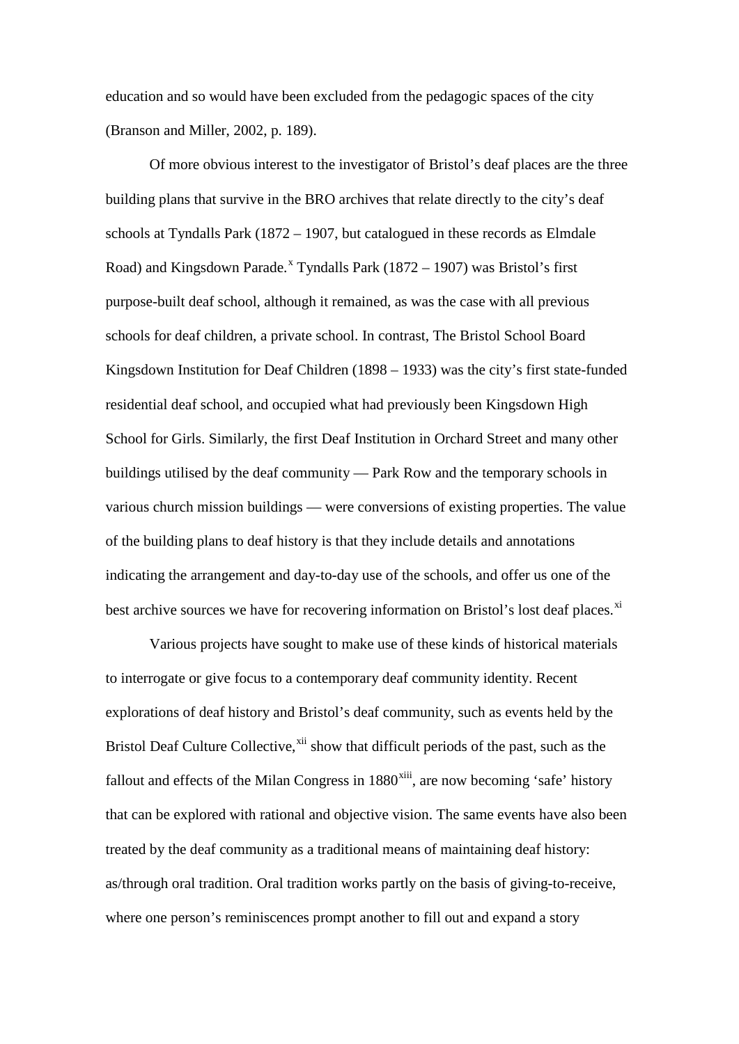education and so would have been excluded from the pedagogic spaces of the city (Branson and Miller, 2002, p. 189).

Of more obvious interest to the investigator of Bristol's deaf places are the three building plans that survive in the BRO archives that relate directly to the city's deaf schools at Tyndalls Park (1872 – 1907, but catalogued in these records as Elmdale Road) and Kingsdown Parade.[x] Tyndalls Park (1872 – 1907) was Bristol's first purpose-built deaf school, although it remained, as was the case with all previous schools for deaf children, a private school. In contrast, The Bristol School Board Kingsdown Institution for Deaf Children (1898 – 1933) was the city's first state-funded residential deaf school, and occupied what had previously been Kingsdown High School for Girls. Similarly, the first Deaf Institution in Orchard Street and many other buildings utilised by the deaf community — Park Row and the temporary schools in various church mission buildings — were conversions of existing properties. The value of the building plans to deaf history is that they include details and annotations indicating the arrangement and day-to-day use of the schools, and offer us one of the best archive sources we have for recovering information on Bristol's lost deaf places.[xi]

Various projects have sought to make use of these kinds of historical materials to interrogate or give focus to a contemporary deaf community identity. Recent explorations of deaf history and Bristol's deaf community, such as events held by the Bristol Deaf Culture Collective,[xii] show that difficult periods of the past, such as the fallout and effects of the Milan Congress in 1880[xiii], are now becoming 'safe' history that can be explored with rational and objective vision. The same events have also been treated by the deaf community as a traditional means of maintaining deaf history: as/through oral tradition. Oral tradition works partly on the basis of giving-to-receive, where one person's reminiscences prompt another to fill out and expand a story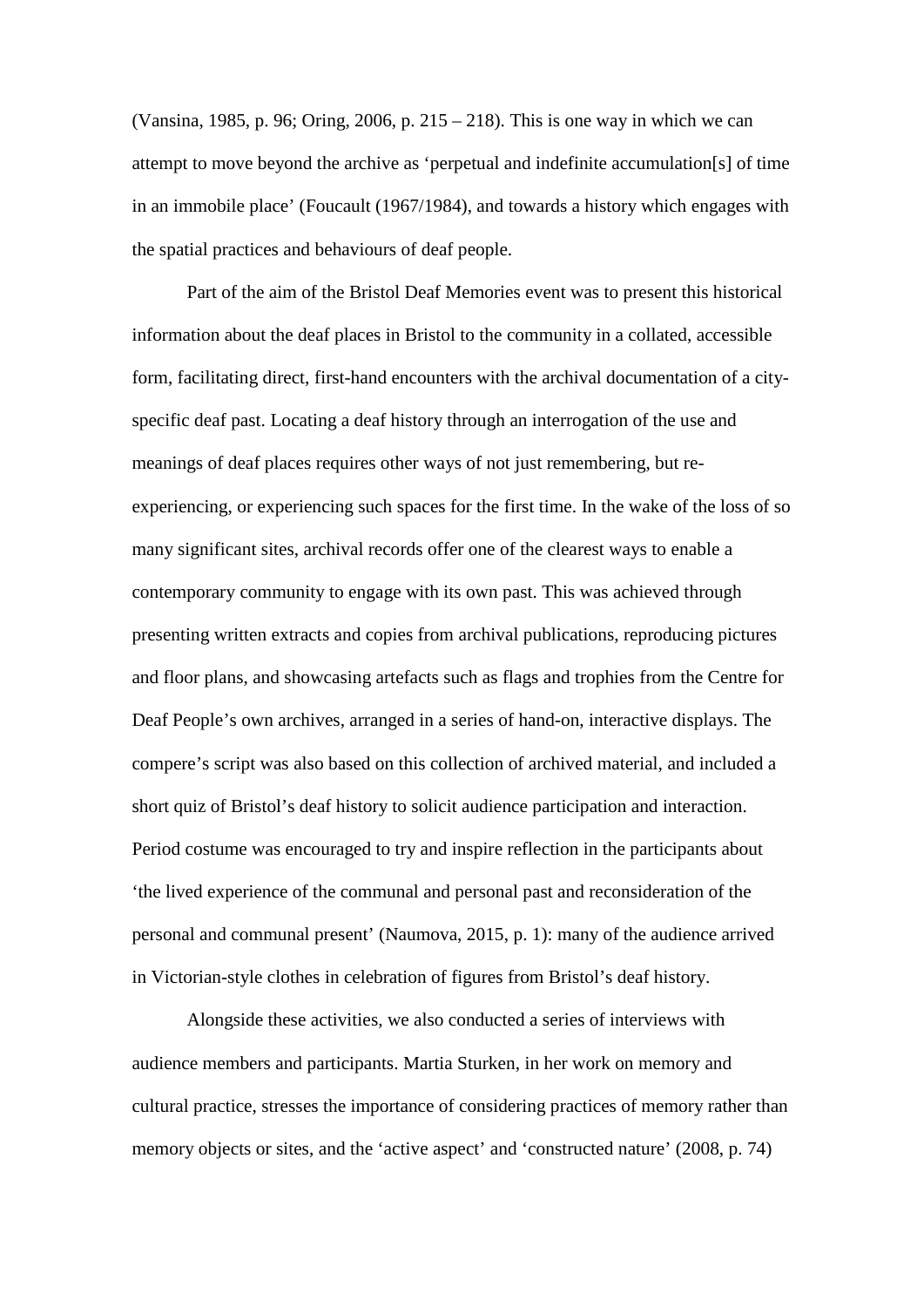(Vansina, 1985, p. 96; Oring, 2006, p. 215 – 218). This is one way in which we can attempt to move beyond the archive as 'perpetual and indefinite accumulation[s] of time in an immobile place' (Foucault (1967/1984), and towards a history which engages with the spatial practices and behaviours of deaf people.

Part of the aim of the Bristol Deaf Memories event was to present this historical information about the deaf places in Bristol to the community in a collated, accessible form, facilitating direct, first-hand encounters with the archival documentation of a city-specific deaf past. Locating a deaf history through an interrogation of the use and meanings of deaf places requires other ways of not just remembering, but re-experiencing, or experiencing such spaces for the first time. In the wake of the loss of so many significant sites, archival records offer one of the clearest ways to enable a contemporary community to engage with its own past. This was achieved through presenting written extracts and copies from archival publications, reproducing pictures and floor plans, and showcasing artefacts such as flags and trophies from the Centre for Deaf People's own archives, arranged in a series of hand-on, interactive displays. The compere's script was also based on this collection of archived material, and included a short quiz of Bristol's deaf history to solicit audience participation and interaction. Period costume was encouraged to try and inspire reflection in the participants about 'the lived experience of the communal and personal past and reconsideration of the personal and communal present' (Naumova, 2015, p. 1): many of the audience arrived in Victorian-style clothes in celebration of figures from Bristol's deaf history.

Alongside these activities, we also conducted a series of interviews with audience members and participants. Martia Sturken, in her work on memory and cultural practice, stresses the importance of considering practices of memory rather than memory objects or sites, and the 'active aspect' and 'constructed nature' (2008, p. 74)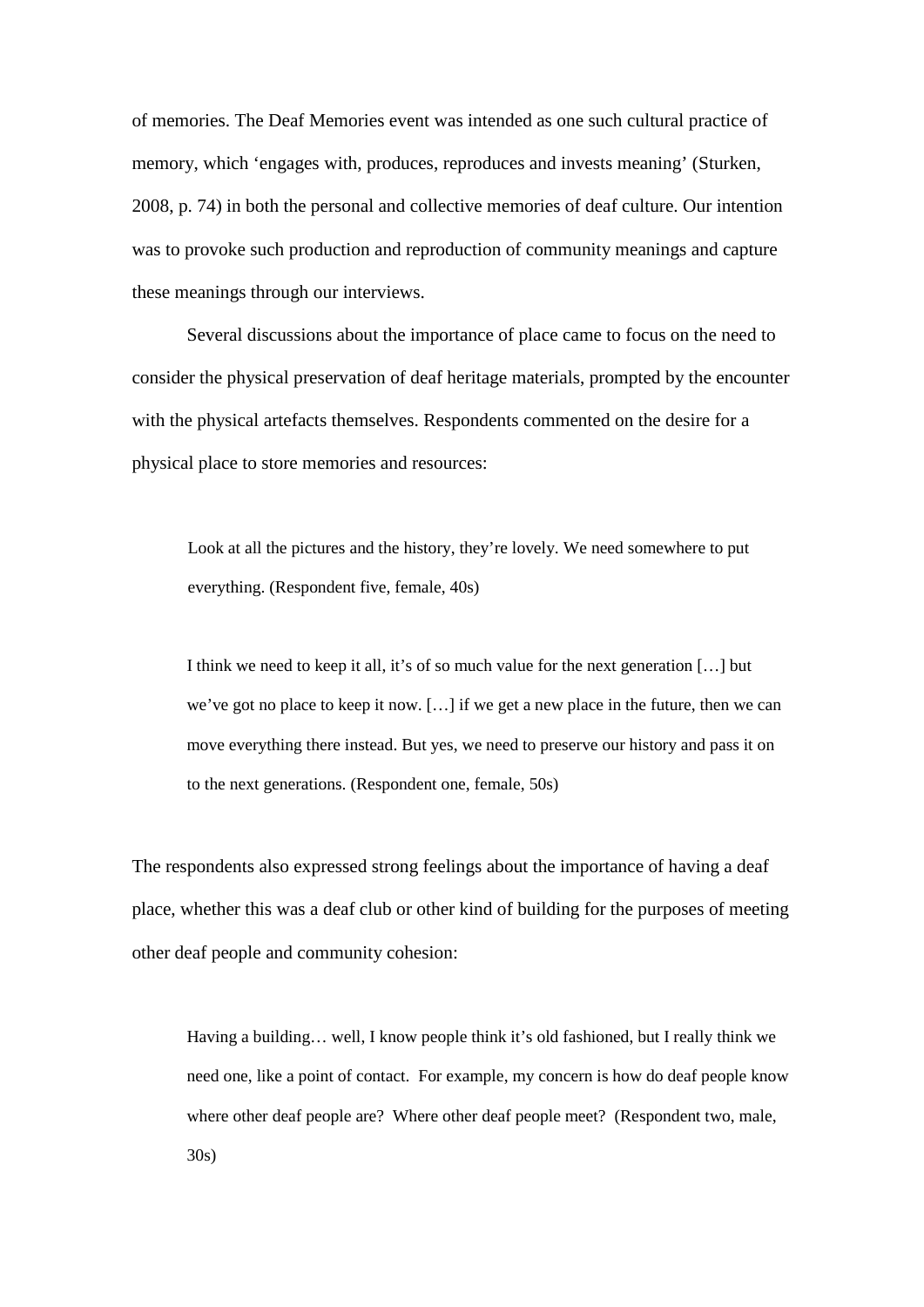of memories. The Deaf Memories event was intended as one such cultural practice of memory, which 'engages with, produces, reproduces and invests meaning' (Sturken, 2008, p. 74) in both the personal and collective memories of deaf culture. Our intention was to provoke such production and reproduction of community meanings and capture these meanings through our interviews.

Several discussions about the importance of place came to focus on the need to consider the physical preservation of deaf heritage materials, prompted by the encounter with the physical artefacts themselves. Respondents commented on the desire for a physical place to store memories and resources:

> Look at all the pictures and the history, they're lovely. We need somewhere to put everything. (Respondent five, female, 40s)

> I think we need to keep it all, it's of so much value for the next generation […] but we've got no place to keep it now. […] if we get a new place in the future, then we can move everything there instead. But yes, we need to preserve our history and pass it on to the next generations. (Respondent one, female, 50s)

The respondents also expressed strong feelings about the importance of having a deaf place, whether this was a deaf club or other kind of building for the purposes of meeting other deaf people and community cohesion:

> Having a building… well, I know people think it's old fashioned, but I really think we need one, like a point of contact. For example, my concern is how do deaf people know where other deaf people are? Where other deaf people meet? (Respondent two, male, 30s)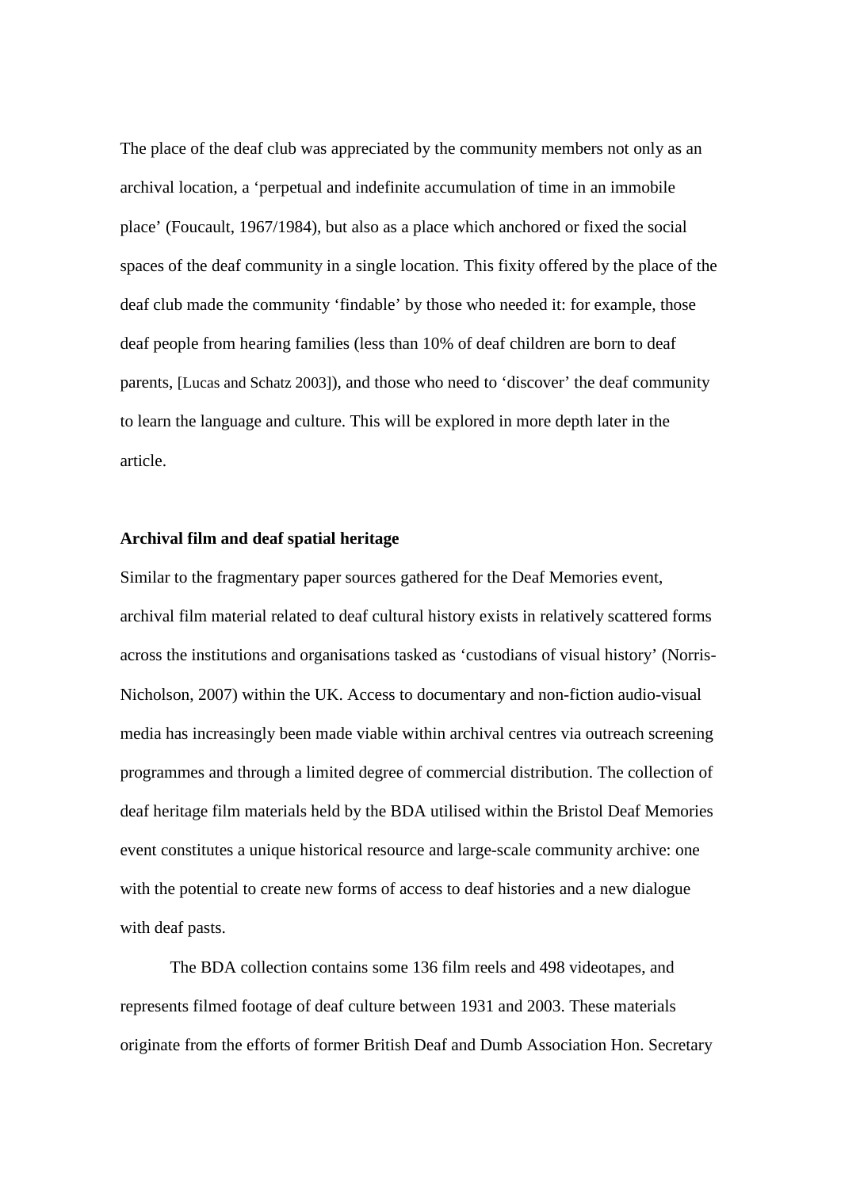The place of the deaf club was appreciated by the community members not only as an archival location, a 'perpetual and indefinite accumulation of time in an immobile place' (Foucault, 1967/1984), but also as a place which anchored or fixed the social spaces of the deaf community in a single location. This fixity offered by the place of the deaf club made the community 'findable' by those who needed it: for example, those deaf people from hearing families (less than 10% of deaf children are born to deaf parents, [Lucas and Schatz 2003]), and those who need to 'discover' the deaf community to learn the language and culture. This will be explored in more depth later in the article.

**Archival film and deaf spatial heritage**

Similar to the fragmentary paper sources gathered for the Deaf Memories event, archival film material related to deaf cultural history exists in relatively scattered forms across the institutions and organisations tasked as 'custodians of visual history' (Norris-Nicholson, 2007) within the UK. Access to documentary and non-fiction audio-visual media has increasingly been made viable within archival centres via outreach screening programmes and through a limited degree of commercial distribution. The collection of deaf heritage film materials held by the BDA utilised within the Bristol Deaf Memories event constitutes a unique historical resource and large-scale community archive: one with the potential to create new forms of access to deaf histories and a new dialogue with deaf pasts.

The BDA collection contains some 136 film reels and 498 videotapes, and represents filmed footage of deaf culture between 1931 and 2003. These materials originate from the efforts of former British Deaf and Dumb Association Hon. Secretary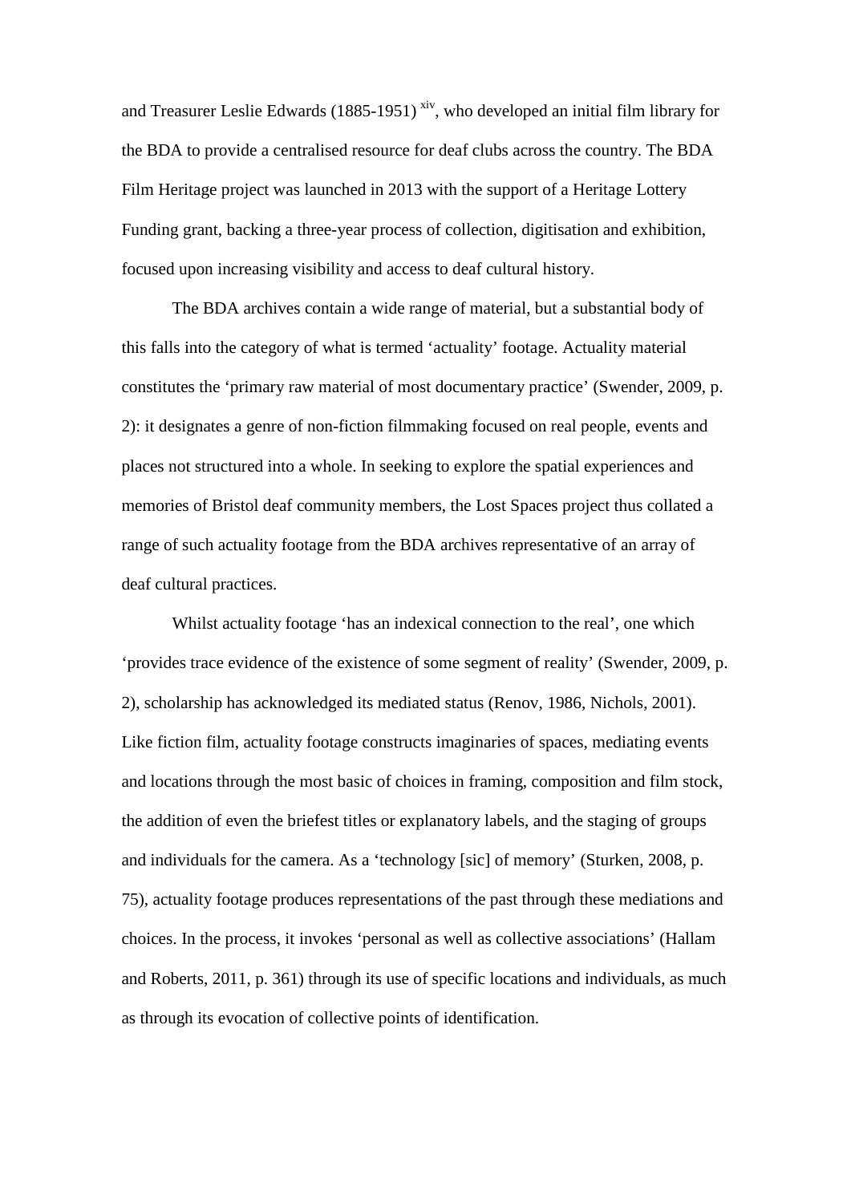and Treasurer Leslie Edwards (1885-1951) [xiv], who developed an initial film library for the BDA to provide a centralised resource for deaf clubs across the country. The BDA Film Heritage project was launched in 2013 with the support of a Heritage Lottery Funding grant, backing a three-year process of collection, digitisation and exhibition, focused upon increasing visibility and access to deaf cultural history.

The BDA archives contain a wide range of material, but a substantial body of this falls into the category of what is termed 'actuality' footage. Actuality material constitutes the 'primary raw material of most documentary practice' (Swender, 2009, p. 2): it designates a genre of non-fiction filmmaking focused on real people, events and places not structured into a whole. In seeking to explore the spatial experiences and memories of Bristol deaf community members, the Lost Spaces project thus collated a range of such actuality footage from the BDA archives representative of an array of deaf cultural practices.

Whilst actuality footage 'has an indexical connection to the real', one which 'provides trace evidence of the existence of some segment of reality' (Swender, 2009, p. 2), scholarship has acknowledged its mediated status (Renov, 1986, Nichols, 2001). Like fiction film, actuality footage constructs imaginaries of spaces, mediating events and locations through the most basic of choices in framing, composition and film stock, the addition of even the briefest titles or explanatory labels, and the staging of groups and individuals for the camera. As a 'technology [sic] of memory' (Sturken, 2008, p. 75), actuality footage produces representations of the past through these mediations and choices. In the process, it invokes 'personal as well as collective associations' (Hallam and Roberts, 2011, p. 361) through its use of specific locations and individuals, as much as through its evocation of collective points of identification.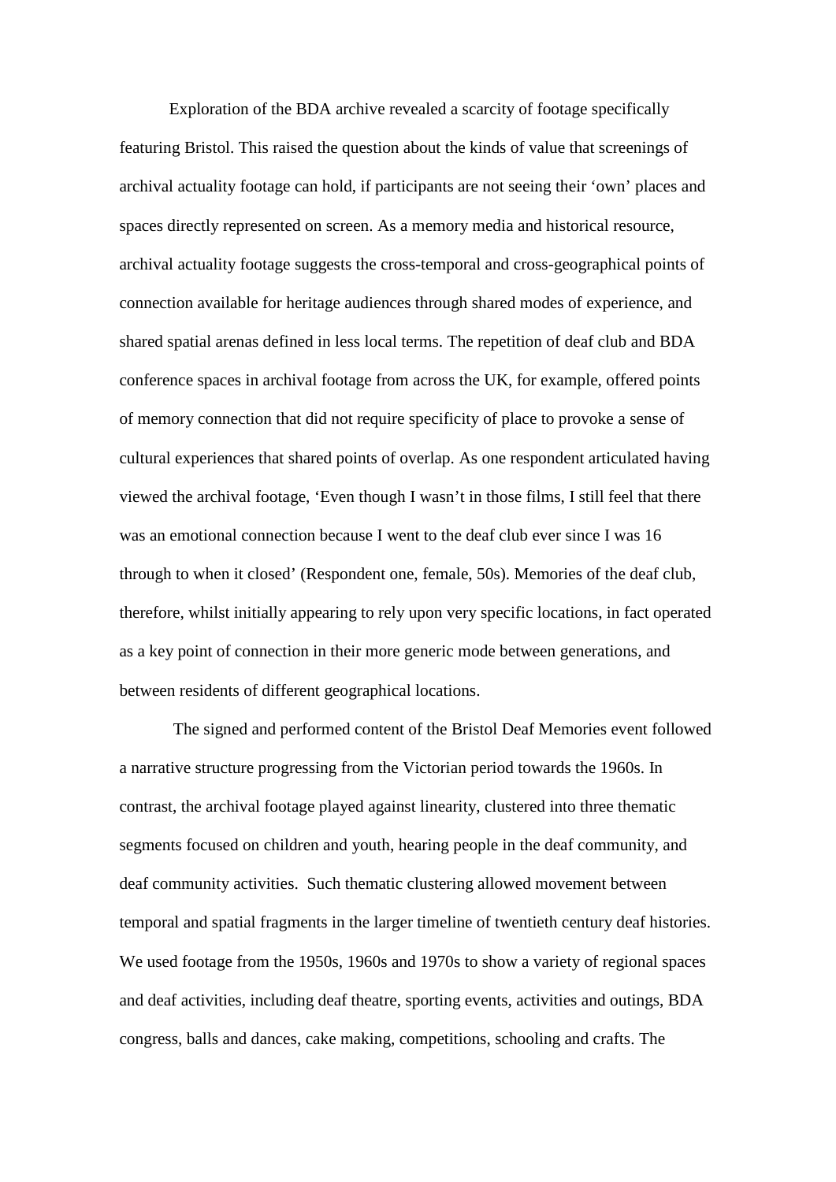Exploration of the BDA archive revealed a scarcity of footage specifically featuring Bristol. This raised the question about the kinds of value that screenings of archival actuality footage can hold, if participants are not seeing their 'own' places and spaces directly represented on screen. As a memory media and historical resource, archival actuality footage suggests the cross-temporal and cross-geographical points of connection available for heritage audiences through shared modes of experience, and shared spatial arenas defined in less local terms. The repetition of deaf club and BDA conference spaces in archival footage from across the UK, for example, offered points of memory connection that did not require specificity of place to provoke a sense of cultural experiences that shared points of overlap. As one respondent articulated having viewed the archival footage, 'Even though I wasn't in those films, I still feel that there was an emotional connection because I went to the deaf club ever since I was 16 through to when it closed' (Respondent one, female, 50s). Memories of the deaf club, therefore, whilst initially appearing to rely upon very specific locations, in fact operated as a key point of connection in their more generic mode between generations, and between residents of different geographical locations.

The signed and performed content of the Bristol Deaf Memories event followed a narrative structure progressing from the Victorian period towards the 1960s. In contrast, the archival footage played against linearity, clustered into three thematic segments focused on children and youth, hearing people in the deaf community, and deaf community activities. Such thematic clustering allowed movement between temporal and spatial fragments in the larger timeline of twentieth century deaf histories. We used footage from the 1950s, 1960s and 1970s to show a variety of regional spaces and deaf activities, including deaf theatre, sporting events, activities and outings, BDA congress, balls and dances, cake making, competitions, schooling and crafts. The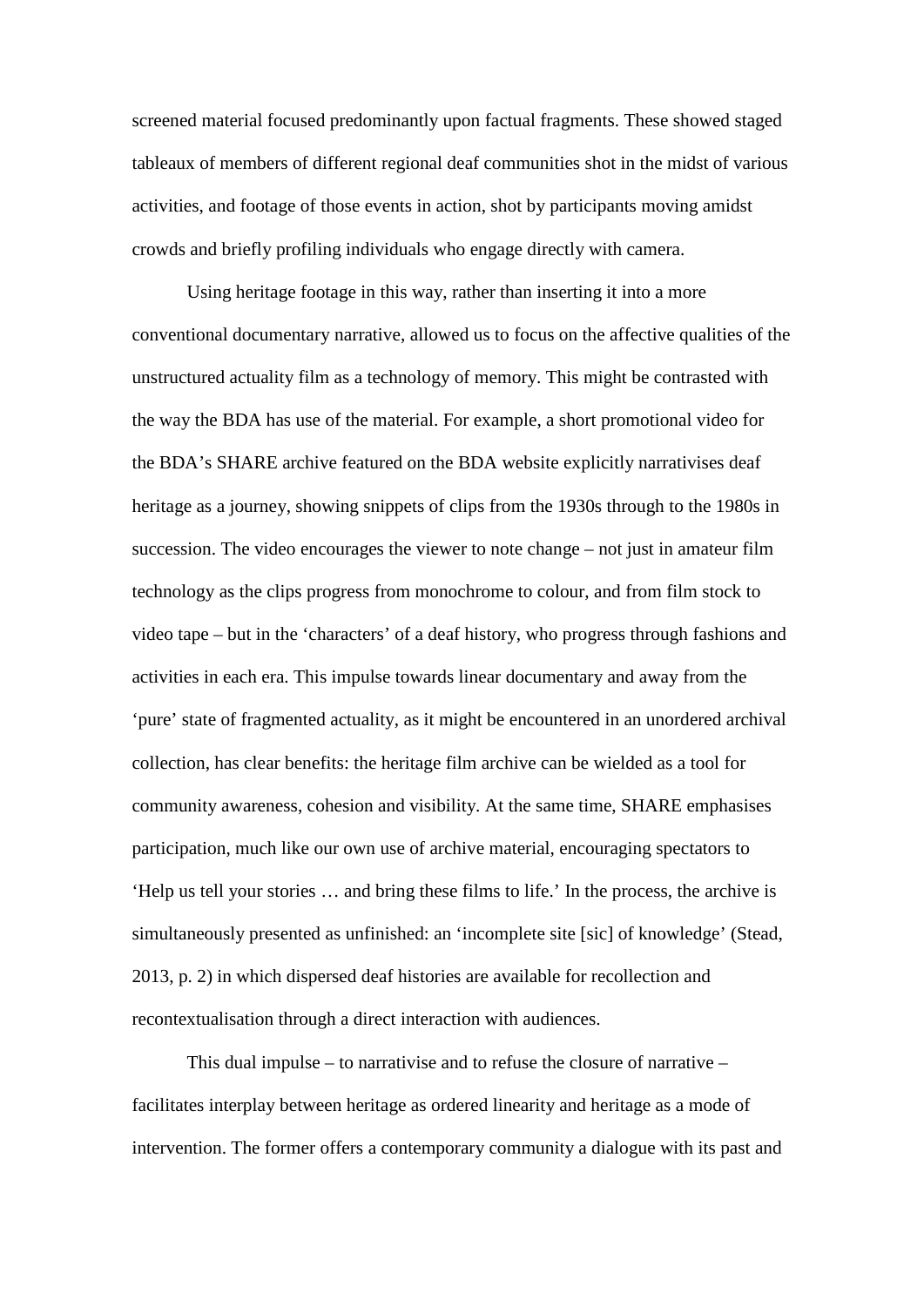screened material focused predominantly upon factual fragments. These showed staged tableaux of members of different regional deaf communities shot in the midst of various activities, and footage of those events in action, shot by participants moving amidst crowds and briefly profiling individuals who engage directly with camera.

Using heritage footage in this way, rather than inserting it into a more conventional documentary narrative, allowed us to focus on the affective qualities of the unstructured actuality film as a technology of memory. This might be contrasted with the way the BDA has use of the material. For example, a short promotional video for the BDA's SHARE archive featured on the BDA website explicitly narrativises deaf heritage as a journey, showing snippets of clips from the 1930s through to the 1980s in succession. The video encourages the viewer to note change – not just in amateur film technology as the clips progress from monochrome to colour, and from film stock to video tape – but in the 'characters' of a deaf history, who progress through fashions and activities in each era. This impulse towards linear documentary and away from the 'pure' state of fragmented actuality, as it might be encountered in an unordered archival collection, has clear benefits: the heritage film archive can be wielded as a tool for community awareness, cohesion and visibility. At the same time, SHARE emphasises participation, much like our own use of archive material, encouraging spectators to 'Help us tell your stories … and bring these films to life.' In the process, the archive is simultaneously presented as unfinished: an 'incomplete site [sic] of knowledge' (Stead, 2013, p. 2) in which dispersed deaf histories are available for recollection and recontextualisation through a direct interaction with audiences.

This dual impulse – to narrativise and to refuse the closure of narrative – facilitates interplay between heritage as ordered linearity and heritage as a mode of intervention. The former offers a contemporary community a dialogue with its past and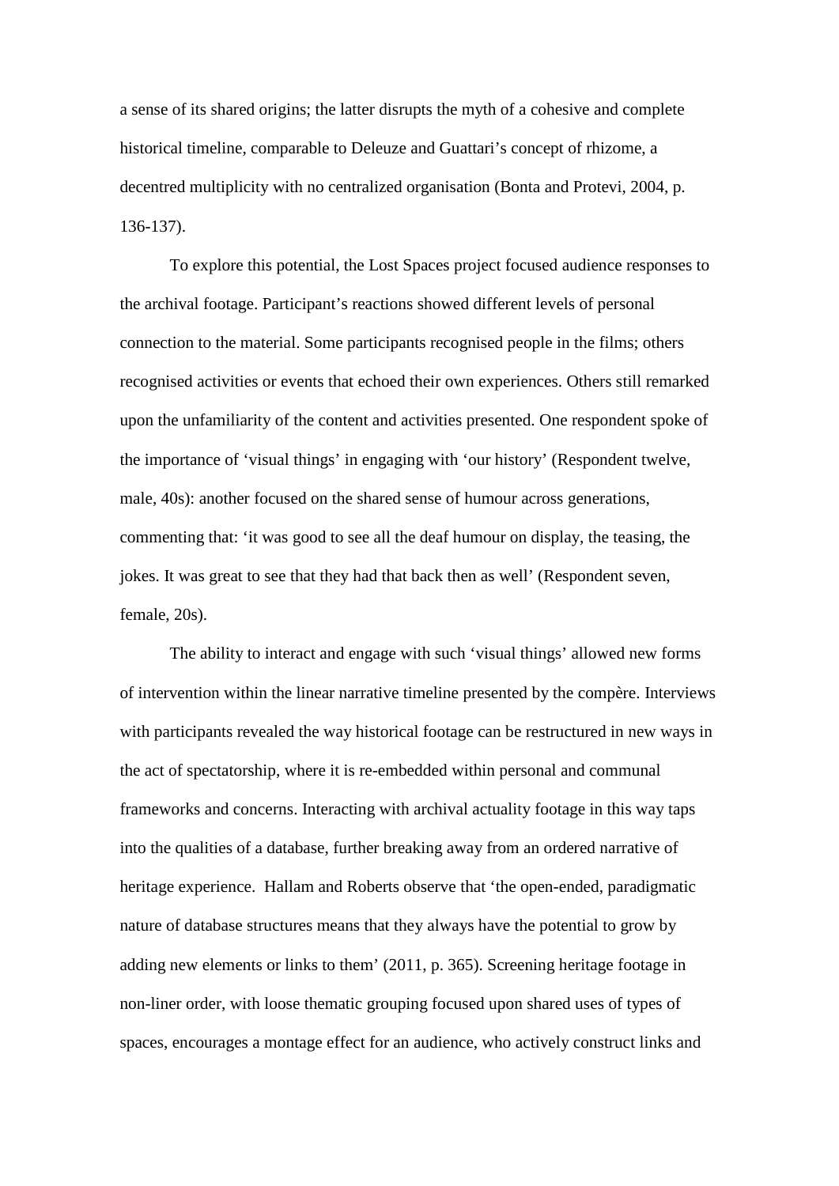a sense of its shared origins; the latter disrupts the myth of a cohesive and complete historical timeline, comparable to Deleuze and Guattari's concept of rhizome, a decentred multiplicity with no centralized organisation (Bonta and Protevi, 2004, p. 136-137).

To explore this potential, the Lost Spaces project focused audience responses to the archival footage. Participant's reactions showed different levels of personal connection to the material. Some participants recognised people in the films; others recognised activities or events that echoed their own experiences. Others still remarked upon the unfamiliarity of the content and activities presented. One respondent spoke of the importance of 'visual things' in engaging with 'our history' (Respondent twelve, male, 40s): another focused on the shared sense of humour across generations, commenting that: 'it was good to see all the deaf humour on display, the teasing, the jokes. It was great to see that they had that back then as well' (Respondent seven, female, 20s).

The ability to interact and engage with such 'visual things' allowed new forms of intervention within the linear narrative timeline presented by the compère. Interviews with participants revealed the way historical footage can be restructured in new ways in the act of spectatorship, where it is re-embedded within personal and communal frameworks and concerns. Interacting with archival actuality footage in this way taps into the qualities of a database, further breaking away from an ordered narrative of heritage experience.  Hallam and Roberts observe that 'the open-ended, paradigmatic nature of database structures means that they always have the potential to grow by adding new elements or links to them' (2011, p. 365). Screening heritage footage in non-liner order, with loose thematic grouping focused upon shared uses of types of spaces, encourages a montage effect for an audience, who actively construct links and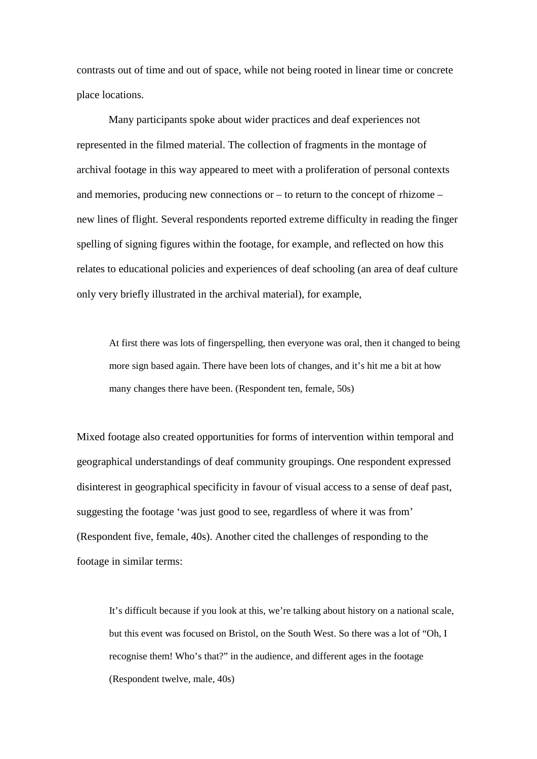contrasts out of time and out of space, while not being rooted in linear time or concrete place locations.

Many participants spoke about wider practices and deaf experiences not represented in the filmed material. The collection of fragments in the montage of archival footage in this way appeared to meet with a proliferation of personal contexts and memories, producing new connections or – to return to the concept of rhizome – new lines of flight. Several respondents reported extreme difficulty in reading the finger spelling of signing figures within the footage, for example, and reflected on how this relates to educational policies and experiences of deaf schooling (an area of deaf culture only very briefly illustrated in the archival material), for example,

> At first there was lots of fingerspelling, then everyone was oral, then it changed to being more sign based again. There have been lots of changes, and it's hit me a bit at how many changes there have been. (Respondent ten, female, 50s)

Mixed footage also created opportunities for forms of intervention within temporal and geographical understandings of deaf community groupings. One respondent expressed disinterest in geographical specificity in favour of visual access to a sense of deaf past, suggesting the footage 'was just good to see, regardless of where it was from' (Respondent five, female, 40s). Another cited the challenges of responding to the footage in similar terms:

> It's difficult because if you look at this, we're talking about history on a national scale, but this event was focused on Bristol, on the South West. So there was a lot of "Oh, I recognise them! Who's that?" in the audience, and different ages in the footage (Respondent twelve, male, 40s)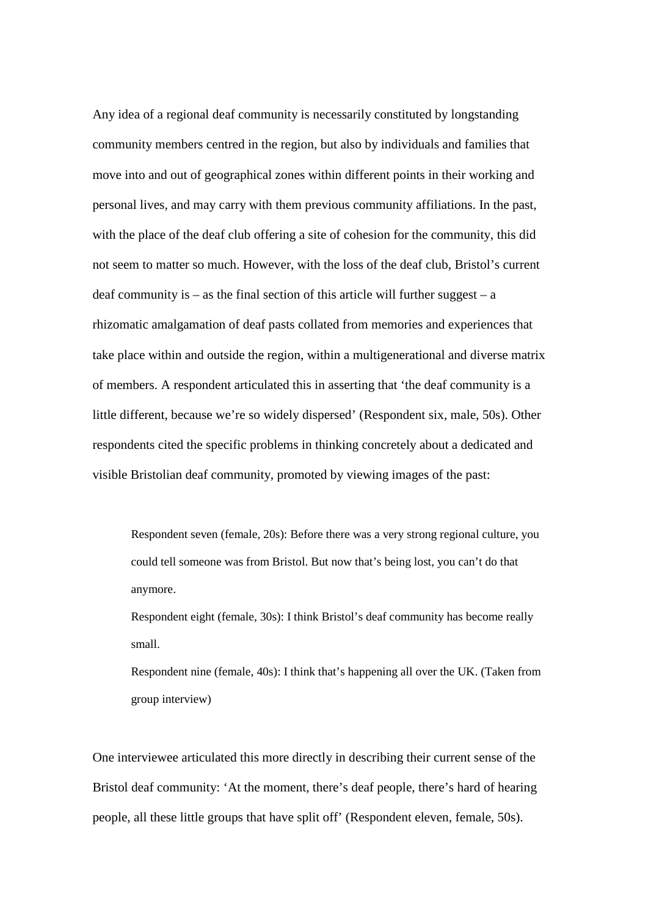Any idea of a regional deaf community is necessarily constituted by longstanding community members centred in the region, but also by individuals and families that move into and out of geographical zones within different points in their working and personal lives, and may carry with them previous community affiliations. In the past, with the place of the deaf club offering a site of cohesion for the community, this did not seem to matter so much. However, with the loss of the deaf club, Bristol's current deaf community is – as the final section of this article will further suggest – a rhizomatic amalgamation of deaf pasts collated from memories and experiences that take place within and outside the region, within a multigenerational and diverse matrix of members. A respondent articulated this in asserting that 'the deaf community is a little different, because we're so widely dispersed' (Respondent six, male, 50s). Other respondents cited the specific problems in thinking concretely about a dedicated and visible Bristolian deaf community, promoted by viewing images of the past:

> Respondent seven (female, 20s): Before there was a very strong regional culture, you could tell someone was from Bristol. But now that's being lost, you can't do that anymore.
>
> Respondent eight (female, 30s): I think Bristol's deaf community has become really small.
>
> Respondent nine (female, 40s): I think that's happening all over the UK. (Taken from group interview)

One interviewee articulated this more directly in describing their current sense of the Bristol deaf community: 'At the moment, there's deaf people, there's hard of hearing people, all these little groups that have split off' (Respondent eleven, female, 50s).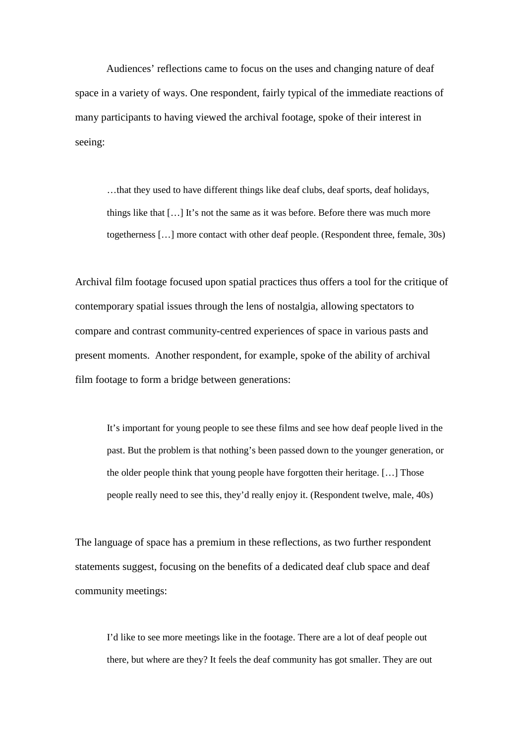Audiences' reflections came to focus on the uses and changing nature of deaf space in a variety of ways. One respondent, fairly typical of the immediate reactions of many participants to having viewed the archival footage, spoke of their interest in seeing:

> …that they used to have different things like deaf clubs, deaf sports, deaf holidays, things like that […] It's not the same as it was before. Before there was much more togetherness […] more contact with other deaf people. (Respondent three, female, 30s)

Archival film footage focused upon spatial practices thus offers a tool for the critique of contemporary spatial issues through the lens of nostalgia, allowing spectators to compare and contrast community-centred experiences of space in various pasts and present moments. Another respondent, for example, spoke of the ability of archival film footage to form a bridge between generations:

> It's important for young people to see these films and see how deaf people lived in the past. But the problem is that nothing's been passed down to the younger generation, or the older people think that young people have forgotten their heritage. […] Those people really need to see this, they'd really enjoy it. (Respondent twelve, male, 40s)

The language of space has a premium in these reflections, as two further respondent statements suggest, focusing on the benefits of a dedicated deaf club space and deaf community meetings:

> I'd like to see more meetings like in the footage. There are a lot of deaf people out there, but where are they? It feels the deaf community has got smaller. They are out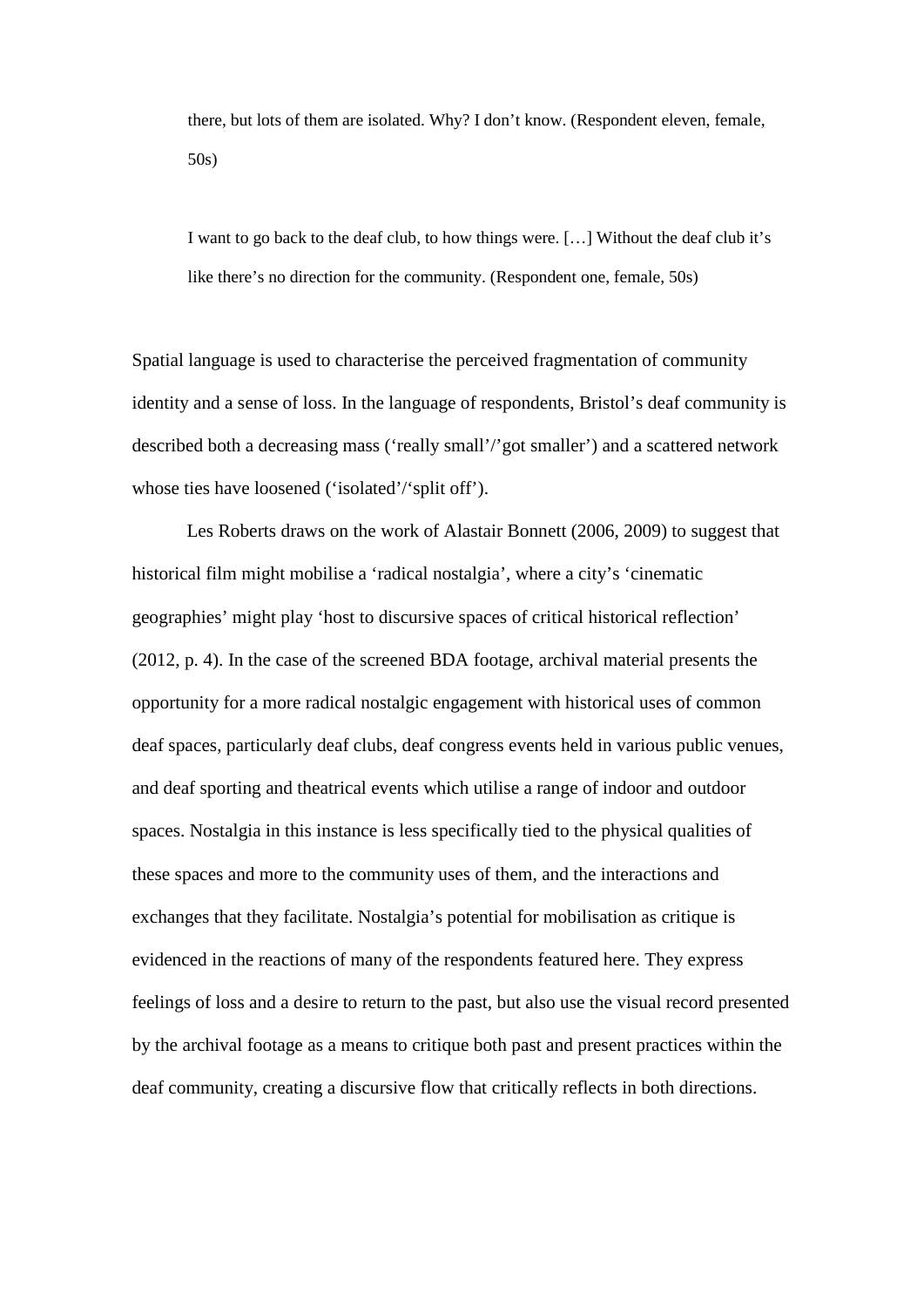> there, but lots of them are isolated. Why? I don't know. (Respondent eleven, female, 50s)

> I want to go back to the deaf club, to how things were. […] Without the deaf club it's like there's no direction for the community. (Respondent one, female, 50s)

Spatial language is used to characterise the perceived fragmentation of community identity and a sense of loss. In the language of respondents, Bristol's deaf community is described both a decreasing mass ('really small'/'got smaller') and a scattered network whose ties have loosened ('isolated'/'split off').

Les Roberts draws on the work of Alastair Bonnett (2006, 2009) to suggest that historical film might mobilise a 'radical nostalgia', where a city's 'cinematic geographies' might play 'host to discursive spaces of critical historical reflection' (2012, p. 4). In the case of the screened BDA footage, archival material presents the opportunity for a more radical nostalgic engagement with historical uses of common deaf spaces, particularly deaf clubs, deaf congress events held in various public venues, and deaf sporting and theatrical events which utilise a range of indoor and outdoor spaces. Nostalgia in this instance is less specifically tied to the physical qualities of these spaces and more to the community uses of them, and the interactions and exchanges that they facilitate. Nostalgia's potential for mobilisation as critique is evidenced in the reactions of many of the respondents featured here. They express feelings of loss and a desire to return to the past, but also use the visual record presented by the archival footage as a means to critique both past and present practices within the deaf community, creating a discursive flow that critically reflects in both directions.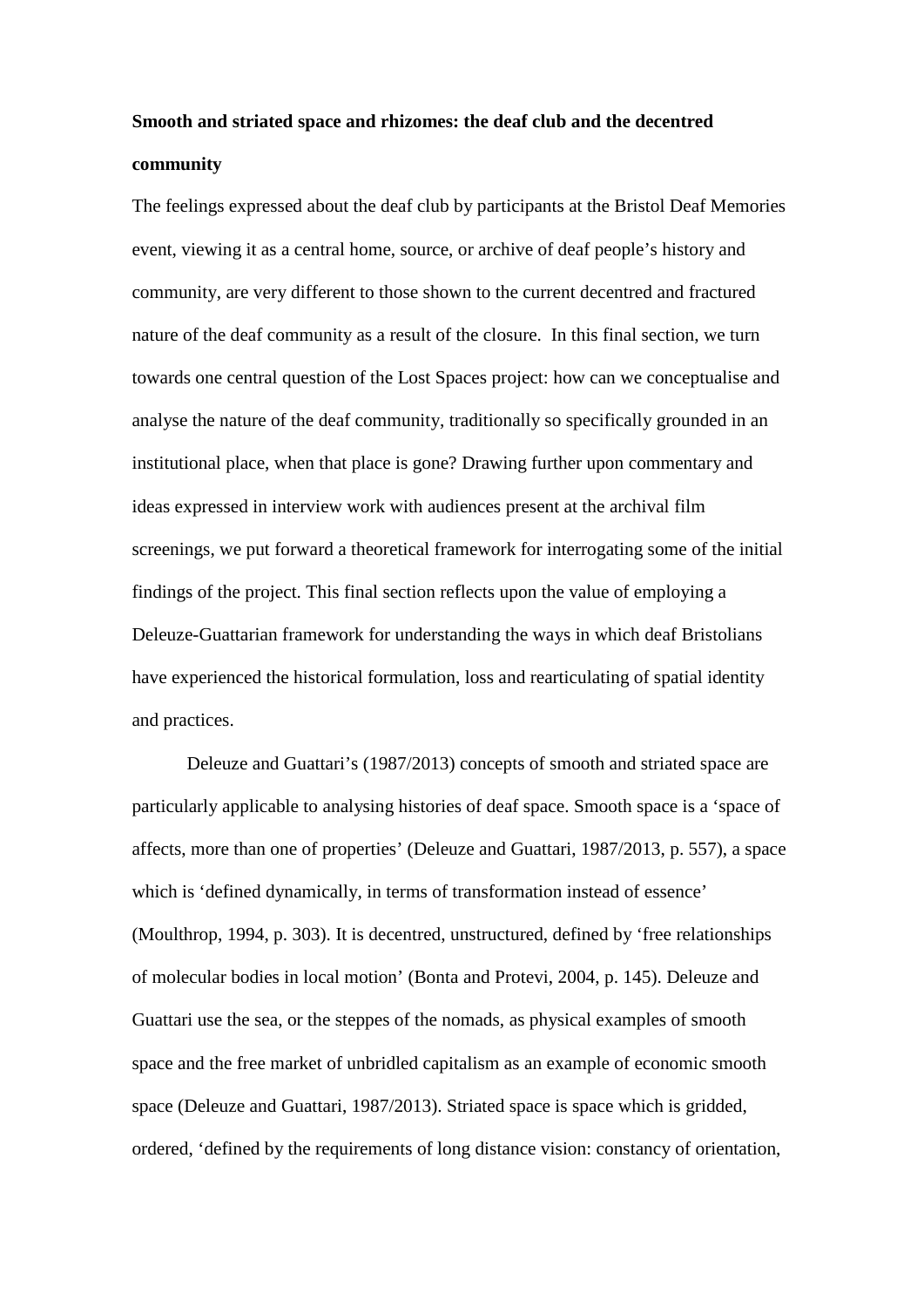**Smooth and striated space and rhizomes: the deaf club and the decentred community**

The feelings expressed about the deaf club by participants at the Bristol Deaf Memories event, viewing it as a central home, source, or archive of deaf people's history and community, are very different to those shown to the current decentred and fractured nature of the deaf community as a result of the closure. In this final section, we turn towards one central question of the Lost Spaces project: how can we conceptualise and analyse the nature of the deaf community, traditionally so specifically grounded in an institutional place, when that place is gone? Drawing further upon commentary and ideas expressed in interview work with audiences present at the archival film screenings, we put forward a theoretical framework for interrogating some of the initial findings of the project. This final section reflects upon the value of employing a Deleuze-Guattarian framework for understanding the ways in which deaf Bristolians have experienced the historical formulation, loss and rearticulating of spatial identity and practices.

Deleuze and Guattari's (1987/2013) concepts of smooth and striated space are particularly applicable to analysing histories of deaf space. Smooth space is a 'space of affects, more than one of properties' (Deleuze and Guattari, 1987/2013, p. 557), a space which is 'defined dynamically, in terms of transformation instead of essence' (Moulthrop, 1994, p. 303). It is decentred, unstructured, defined by 'free relationships of molecular bodies in local motion' (Bonta and Protevi, 2004, p. 145). Deleuze and Guattari use the sea, or the steppes of the nomads, as physical examples of smooth space and the free market of unbridled capitalism as an example of economic smooth space (Deleuze and Guattari, 1987/2013). Striated space is space which is gridded, ordered, 'defined by the requirements of long distance vision: constancy of orientation,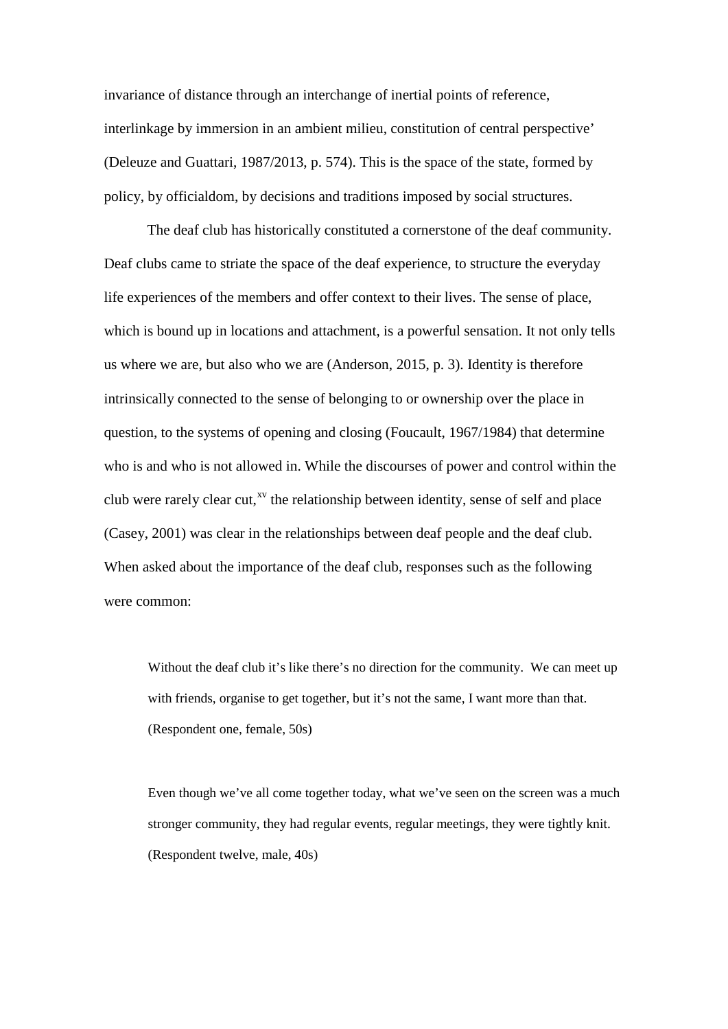invariance of distance through an interchange of inertial points of reference, interlinkage by immersion in an ambient milieu, constitution of central perspective' (Deleuze and Guattari, 1987/2013, p. 574). This is the space of the state, formed by policy, by officialdom, by decisions and traditions imposed by social structures.

The deaf club has historically constituted a cornerstone of the deaf community. Deaf clubs came to striate the space of the deaf experience, to structure the everyday life experiences of the members and offer context to their lives. The sense of place, which is bound up in locations and attachment, is a powerful sensation. It not only tells us where we are, but also who we are (Anderson, 2015, p. 3). Identity is therefore intrinsically connected to the sense of belonging to or ownership over the place in question, to the systems of opening and closing (Foucault, 1967/1984) that determine who is and who is not allowed in. While the discourses of power and control within the club were rarely clear cut,[xv] the relationship between identity, sense of self and place (Casey, 2001) was clear in the relationships between deaf people and the deaf club. When asked about the importance of the deaf club, responses such as the following were common:

> Without the deaf club it's like there's no direction for the community. We can meet up with friends, organise to get together, but it's not the same, I want more than that. (Respondent one, female, 50s)

> Even though we've all come together today, what we've seen on the screen was a much stronger community, they had regular events, regular meetings, they were tightly knit. (Respondent twelve, male, 40s)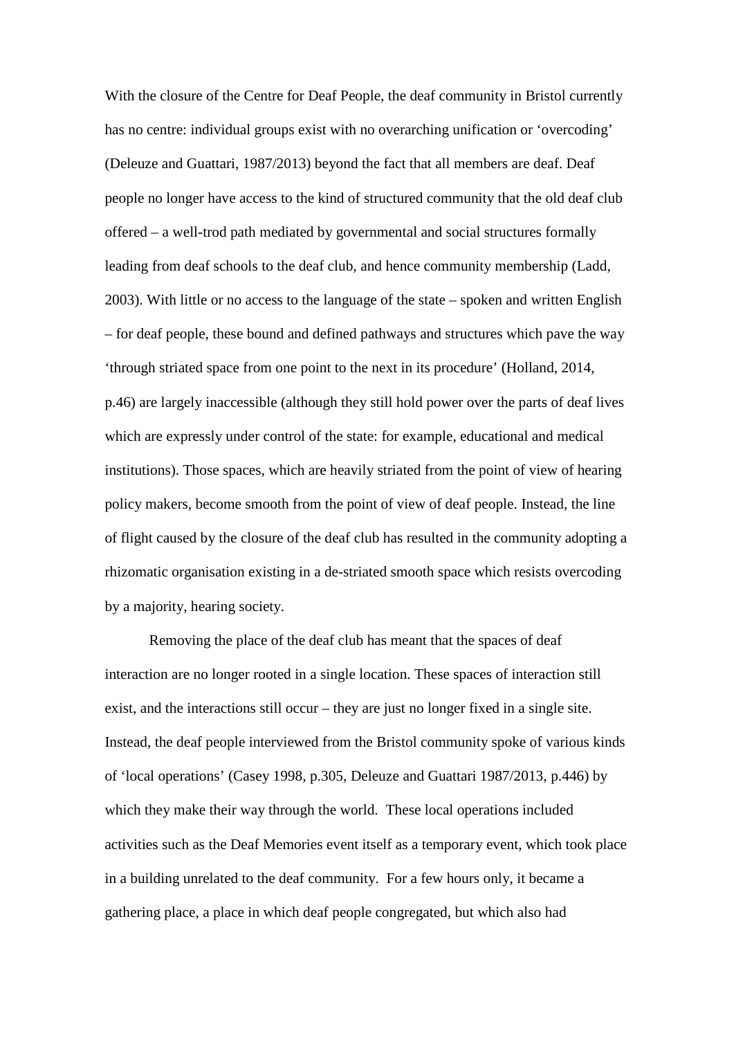With the closure of the Centre for Deaf People, the deaf community in Bristol currently has no centre: individual groups exist with no overarching unification or 'overcoding' (Deleuze and Guattari, 1987/2013) beyond the fact that all members are deaf. Deaf people no longer have access to the kind of structured community that the old deaf club offered – a well-trod path mediated by governmental and social structures formally leading from deaf schools to the deaf club, and hence community membership (Ladd, 2003). With little or no access to the language of the state – spoken and written English – for deaf people, these bound and defined pathways and structures which pave the way 'through striated space from one point to the next in its procedure' (Holland, 2014, p.46) are largely inaccessible (although they still hold power over the parts of deaf lives which are expressly under control of the state: for example, educational and medical institutions). Those spaces, which are heavily striated from the point of view of hearing policy makers, become smooth from the point of view of deaf people. Instead, the line of flight caused by the closure of the deaf club has resulted in the community adopting a rhizomatic organisation existing in a de-striated smooth space which resists overcoding by a majority, hearing society.

Removing the place of the deaf club has meant that the spaces of deaf interaction are no longer rooted in a single location. These spaces of interaction still exist, and the interactions still occur – they are just no longer fixed in a single site. Instead, the deaf people interviewed from the Bristol community spoke of various kinds of 'local operations' (Casey 1998, p.305, Deleuze and Guattari 1987/2013, p.446) by which they make their way through the world. These local operations included activities such as the Deaf Memories event itself as a temporary event, which took place in a building unrelated to the deaf community. For a few hours only, it became a gathering place, a place in which deaf people congregated, but which also had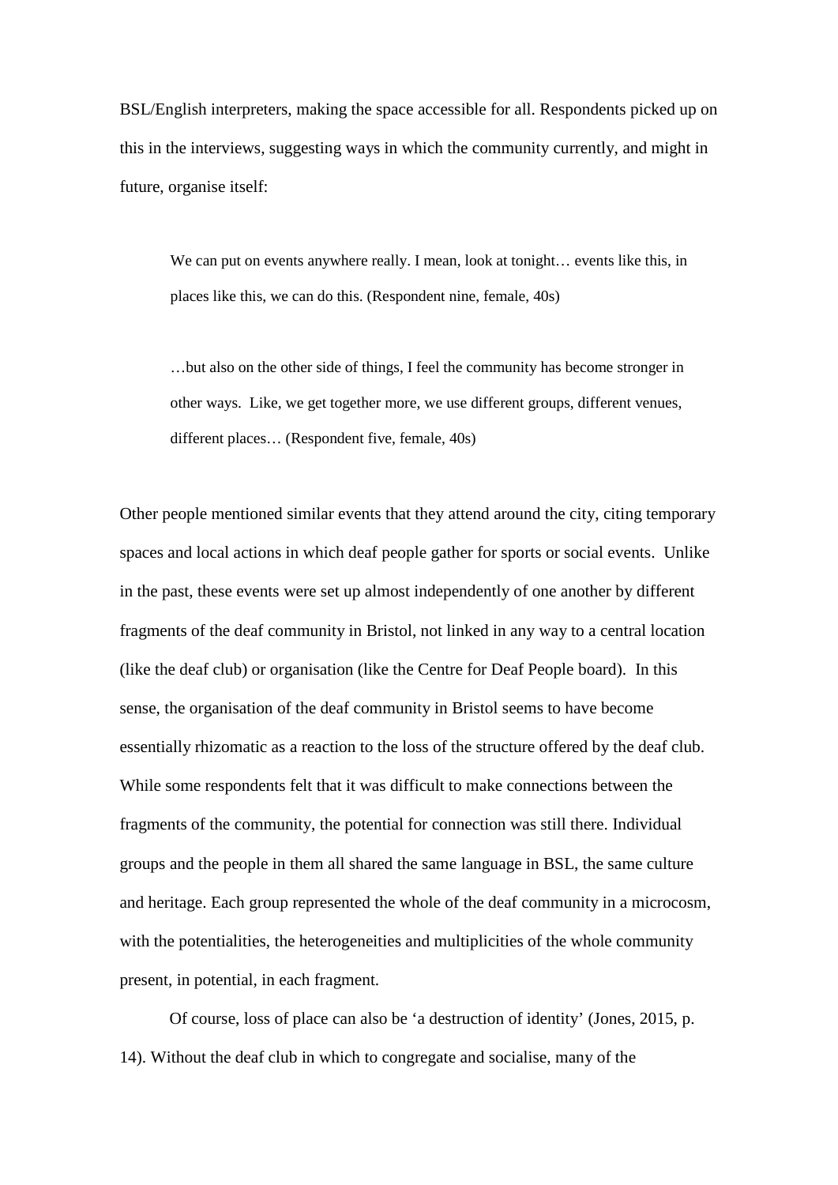BSL/English interpreters, making the space accessible for all. Respondents picked up on this in the interviews, suggesting ways in which the community currently, and might in future, organise itself:

> We can put on events anywhere really. I mean, look at tonight… events like this, in places like this, we can do this. (Respondent nine, female, 40s)

> …but also on the other side of things, I feel the community has become stronger in other ways. Like, we get together more, we use different groups, different venues, different places… (Respondent five, female, 40s)

Other people mentioned similar events that they attend around the city, citing temporary spaces and local actions in which deaf people gather for sports or social events. Unlike in the past, these events were set up almost independently of one another by different fragments of the deaf community in Bristol, not linked in any way to a central location (like the deaf club) or organisation (like the Centre for Deaf People board). In this sense, the organisation of the deaf community in Bristol seems to have become essentially rhizomatic as a reaction to the loss of the structure offered by the deaf club. While some respondents felt that it was difficult to make connections between the fragments of the community, the potential for connection was still there. Individual groups and the people in them all shared the same language in BSL, the same culture and heritage. Each group represented the whole of the deaf community in a microcosm, with the potentialities, the heterogeneities and multiplicities of the whole community present, in potential, in each fragment.

Of course, loss of place can also be 'a destruction of identity' (Jones, 2015, p. 14). Without the deaf club in which to congregate and socialise, many of the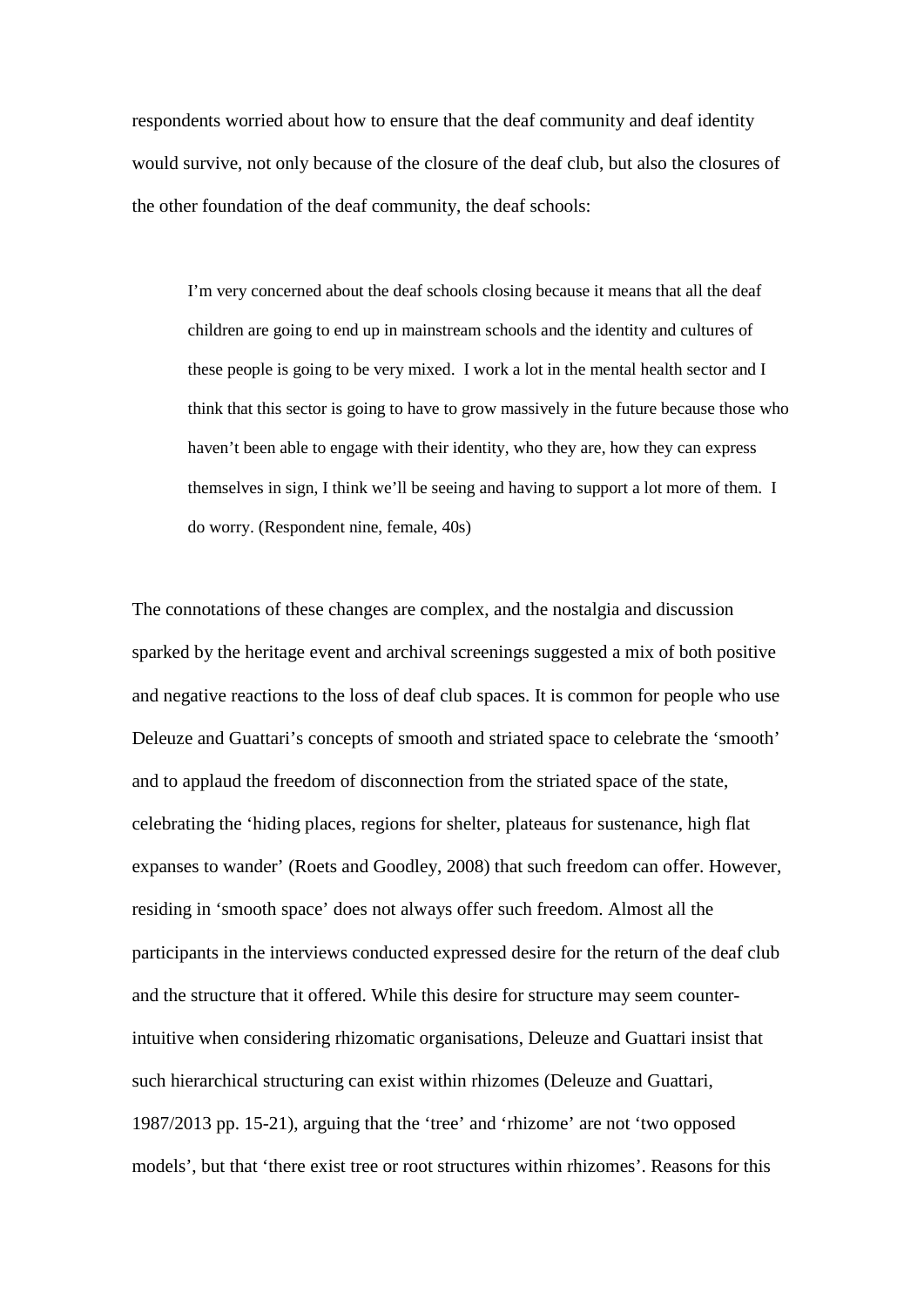respondents worried about how to ensure that the deaf community and deaf identity would survive, not only because of the closure of the deaf club, but also the closures of the other foundation of the deaf community, the deaf schools:

> I'm very concerned about the deaf schools closing because it means that all the deaf children are going to end up in mainstream schools and the identity and cultures of these people is going to be very mixed. I work a lot in the mental health sector and I think that this sector is going to have to grow massively in the future because those who haven't been able to engage with their identity, who they are, how they can express themselves in sign, I think we'll be seeing and having to support a lot more of them. I do worry. (Respondent nine, female, 40s)

The connotations of these changes are complex, and the nostalgia and discussion sparked by the heritage event and archival screenings suggested a mix of both positive and negative reactions to the loss of deaf club spaces. It is common for people who use Deleuze and Guattari's concepts of smooth and striated space to celebrate the 'smooth' and to applaud the freedom of disconnection from the striated space of the state, celebrating the 'hiding places, regions for shelter, plateaus for sustenance, high flat expanses to wander' (Roets and Goodley, 2008) that such freedom can offer. However, residing in 'smooth space' does not always offer such freedom. Almost all the participants in the interviews conducted expressed desire for the return of the deaf club and the structure that it offered. While this desire for structure may seem counter-intuitive when considering rhizomatic organisations, Deleuze and Guattari insist that such hierarchical structuring can exist within rhizomes (Deleuze and Guattari, 1987/2013 pp. 15-21), arguing that the 'tree' and 'rhizome' are not 'two opposed models', but that 'there exist tree or root structures within rhizomes'. Reasons for this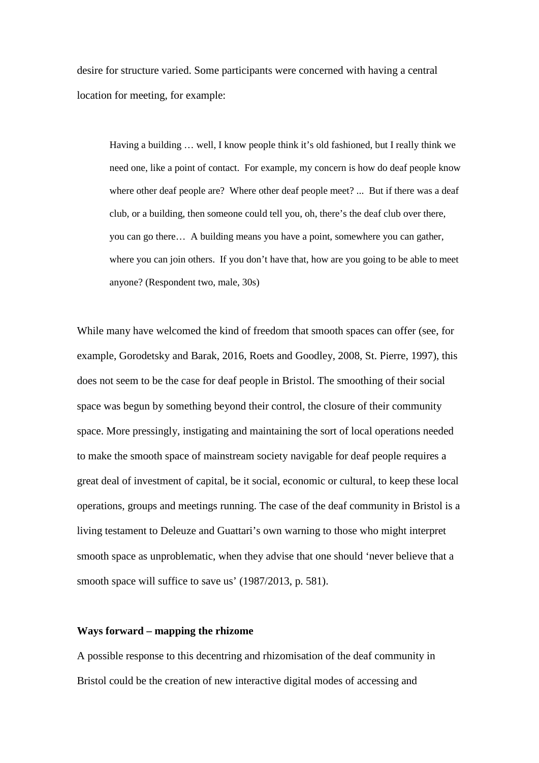desire for structure varied. Some participants were concerned with having a central location for meeting, for example:

> Having a building … well, I know people think it's old fashioned, but I really think we need one, like a point of contact. For example, my concern is how do deaf people know where other deaf people are? Where other deaf people meet? ... But if there was a deaf club, or a building, then someone could tell you, oh, there's the deaf club over there, you can go there… A building means you have a point, somewhere you can gather, where you can join others. If you don't have that, how are you going to be able to meet anyone? (Respondent two, male, 30s)

While many have welcomed the kind of freedom that smooth spaces can offer (see, for example, Gorodetsky and Barak, 2016, Roets and Goodley, 2008, St. Pierre, 1997), this does not seem to be the case for deaf people in Bristol. The smoothing of their social space was begun by something beyond their control, the closure of their community space. More pressingly, instigating and maintaining the sort of local operations needed to make the smooth space of mainstream society navigable for deaf people requires a great deal of investment of capital, be it social, economic or cultural, to keep these local operations, groups and meetings running. The case of the deaf community in Bristol is a living testament to Deleuze and Guattari's own warning to those who might interpret smooth space as unproblematic, when they advise that one should 'never believe that a smooth space will suffice to save us' (1987/2013, p. 581).

**Ways forward – mapping the rhizome**

A possible response to this decentring and rhizomisation of the deaf community in Bristol could be the creation of new interactive digital modes of accessing and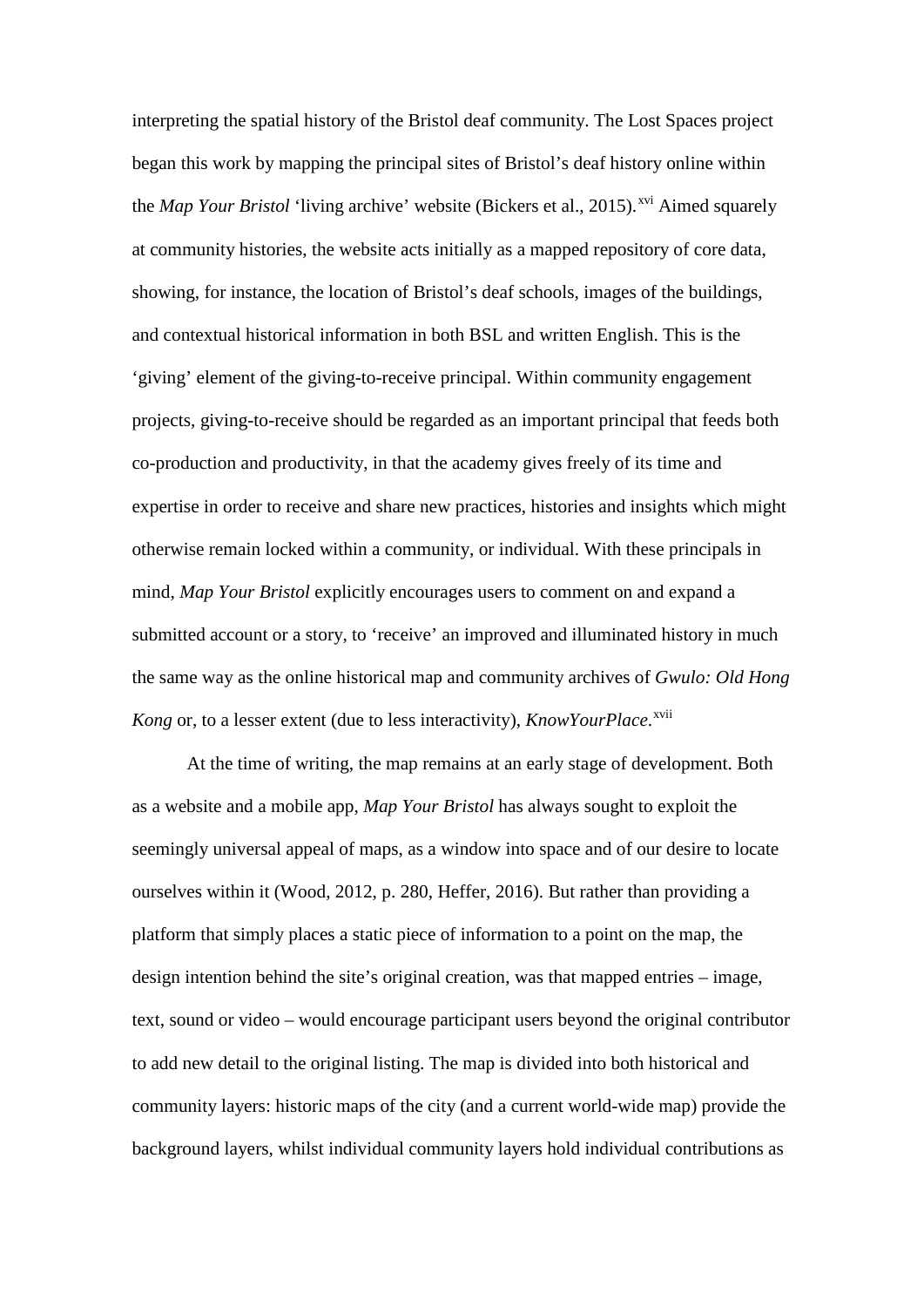interpreting the spatial history of the Bristol deaf community. The Lost Spaces project began this work by mapping the principal sites of Bristol's deaf history online within the *Map Your Bristol* 'living archive' website (Bickers et al., 2015).[xvi] Aimed squarely at community histories, the website acts initially as a mapped repository of core data, showing, for instance, the location of Bristol's deaf schools, images of the buildings, and contextual historical information in both BSL and written English. This is the 'giving' element of the giving-to-receive principal. Within community engagement projects, giving-to-receive should be regarded as an important principal that feeds both co-production and productivity, in that the academy gives freely of its time and expertise in order to receive and share new practices, histories and insights which might otherwise remain locked within a community, or individual. With these principals in mind, *Map Your Bristol* explicitly encourages users to comment on and expand a submitted account or a story, to 'receive' an improved and illuminated history in much the same way as the online historical map and community archives of *Gwulo: Old Hong Kong* or, to a lesser extent (due to less interactivity), *KnowYourPlace*.[xvii]

At the time of writing, the map remains at an early stage of development. Both as a website and a mobile app, *Map Your Bristol* has always sought to exploit the seemingly universal appeal of maps, as a window into space and of our desire to locate ourselves within it (Wood, 2012, p. 280, Heffer, 2016). But rather than providing a platform that simply places a static piece of information to a point on the map, the design intention behind the site's original creation, was that mapped entries – image, text, sound or video – would encourage participant users beyond the original contributor to add new detail to the original listing. The map is divided into both historical and community layers: historic maps of the city (and a current world-wide map) provide the background layers, whilst individual community layers hold individual contributions as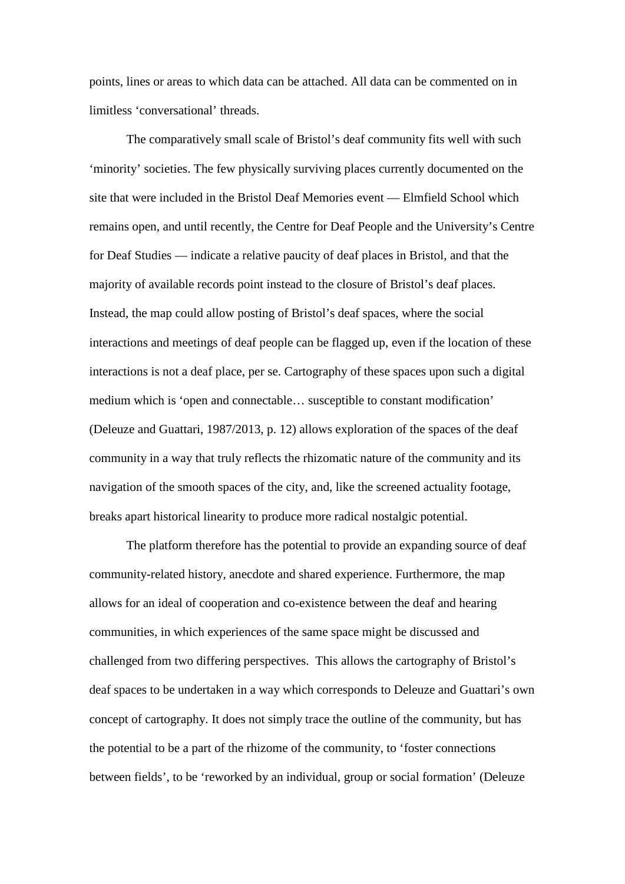points, lines or areas to which data can be attached. All data can be commented on in limitless 'conversational' threads.

The comparatively small scale of Bristol's deaf community fits well with such 'minority' societies. The few physically surviving places currently documented on the site that were included in the Bristol Deaf Memories event — Elmfield School which remains open, and until recently, the Centre for Deaf People and the University's Centre for Deaf Studies — indicate a relative paucity of deaf places in Bristol, and that the majority of available records point instead to the closure of Bristol's deaf places. Instead, the map could allow posting of Bristol's deaf spaces, where the social interactions and meetings of deaf people can be flagged up, even if the location of these interactions is not a deaf place, per se. Cartography of these spaces upon such a digital medium which is 'open and connectable… susceptible to constant modification' (Deleuze and Guattari, 1987/2013, p. 12) allows exploration of the spaces of the deaf community in a way that truly reflects the rhizomatic nature of the community and its navigation of the smooth spaces of the city, and, like the screened actuality footage, breaks apart historical linearity to produce more radical nostalgic potential.

The platform therefore has the potential to provide an expanding source of deaf community-related history, anecdote and shared experience. Furthermore, the map allows for an ideal of cooperation and co-existence between the deaf and hearing communities, in which experiences of the same space might be discussed and challenged from two differing perspectives. This allows the cartography of Bristol's deaf spaces to be undertaken in a way which corresponds to Deleuze and Guattari's own concept of cartography. It does not simply trace the outline of the community, but has the potential to be a part of the rhizome of the community, to 'foster connections between fields', to be 'reworked by an individual, group or social formation' (Deleuze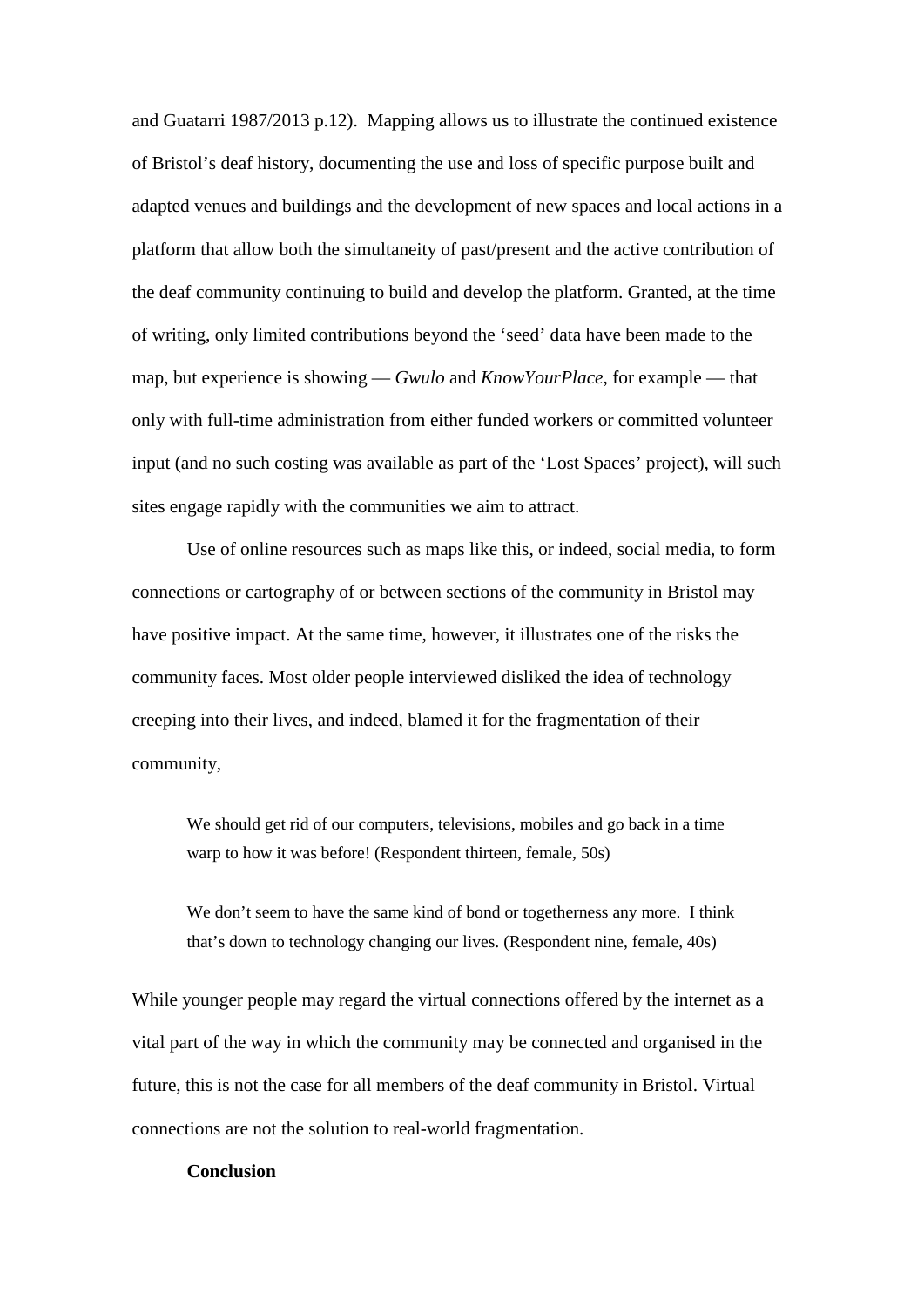and Guatarri 1987/2013 p.12). Mapping allows us to illustrate the continued existence of Bristol's deaf history, documenting the use and loss of specific purpose built and adapted venues and buildings and the development of new spaces and local actions in a platform that allow both the simultaneity of past/present and the active contribution of the deaf community continuing to build and develop the platform. Granted, at the time of writing, only limited contributions beyond the 'seed' data have been made to the map, but experience is showing — *Gwulo* and *KnowYourPlace*, for example — that only with full-time administration from either funded workers or committed volunteer input (and no such costing was available as part of the 'Lost Spaces' project), will such sites engage rapidly with the communities we aim to attract.

Use of online resources such as maps like this, or indeed, social media, to form connections or cartography of or between sections of the community in Bristol may have positive impact. At the same time, however, it illustrates one of the risks the community faces. Most older people interviewed disliked the idea of technology creeping into their lives, and indeed, blamed it for the fragmentation of their community,

> We should get rid of our computers, televisions, mobiles and go back in a time warp to how it was before! (Respondent thirteen, female, 50s)

> We don't seem to have the same kind of bond or togetherness any more. I think that's down to technology changing our lives. (Respondent nine, female, 40s)

While younger people may regard the virtual connections offered by the internet as a vital part of the way in which the community may be connected and organised in the future, this is not the case for all members of the deaf community in Bristol. Virtual connections are not the solution to real-world fragmentation.

## Conclusion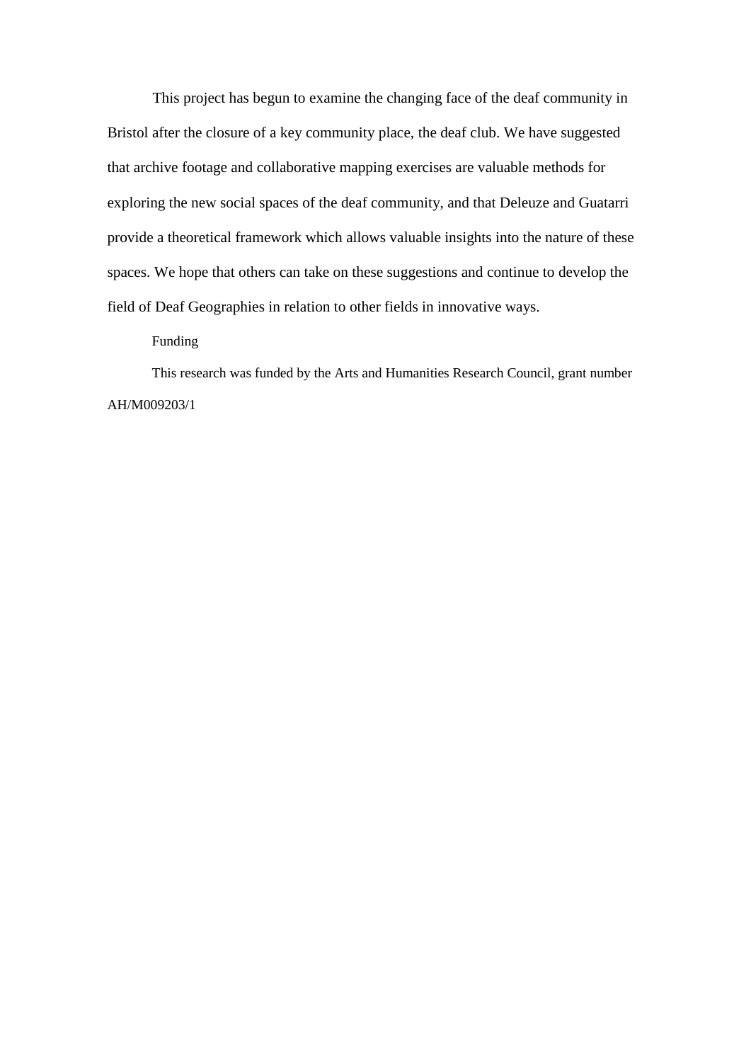This project has begun to examine the changing face of the deaf community in Bristol after the closure of a key community place, the deaf club. We have suggested that archive footage and collaborative mapping exercises are valuable methods for exploring the new social spaces of the deaf community, and that Deleuze and Guatarri provide a theoretical framework which allows valuable insights into the nature of these spaces. We hope that others can take on these suggestions and continue to develop the field of Deaf Geographies in relation to other fields in innovative ways.

Funding

This research was funded by the Arts and Humanities Research Council, grant number AH/M009203/1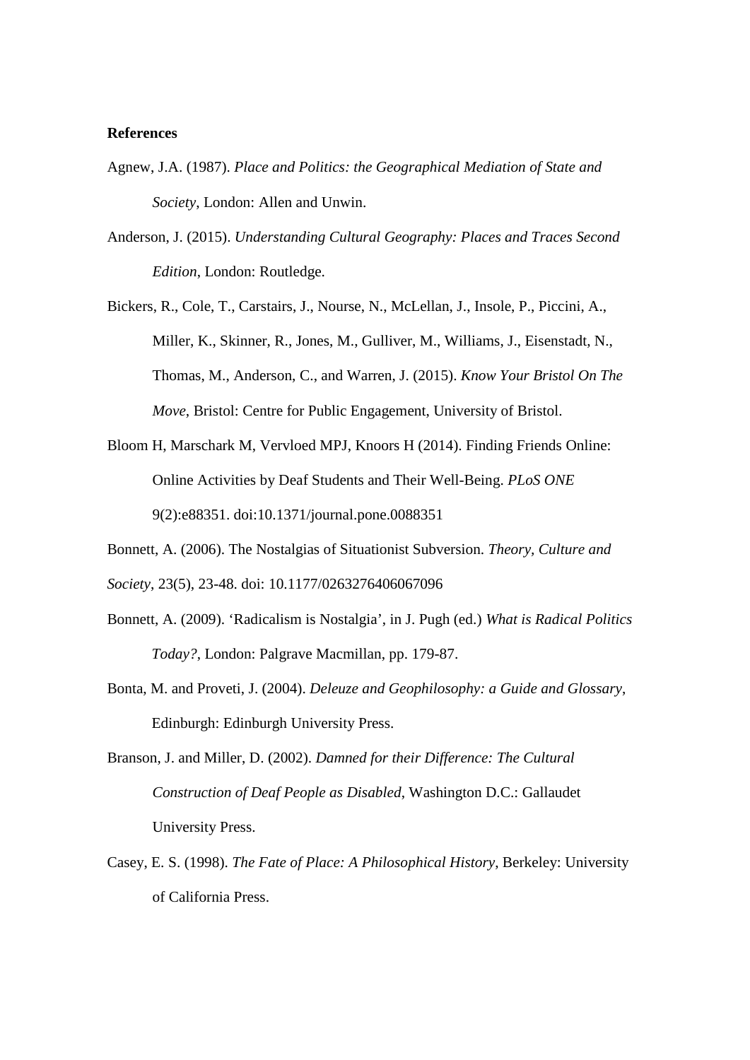**References**

Agnew, J.A. (1987). *Place and Politics: the Geographical Mediation of State and Society*, London: Allen and Unwin.

Anderson, J. (2015). *Understanding Cultural Geography: Places and Traces Second Edition*, London: Routledge.

Bickers, R., Cole, T., Carstairs, J., Nourse, N., McLellan, J., Insole, P., Piccini, A., Miller, K., Skinner, R., Jones, M., Gulliver, M., Williams, J., Eisenstadt, N., Thomas, M., Anderson, C., and Warren, J. (2015). *Know Your Bristol On The Move*, Bristol: Centre for Public Engagement, University of Bristol.

Bloom H, Marschark M, Vervloed MPJ, Knoors H (2014). Finding Friends Online: Online Activities by Deaf Students and Their Well-Being. *PLoS ONE* 9(2):e88351. doi:10.1371/journal.pone.0088351

Bonnett, A. (2006). The Nostalgias of Situationist Subversion. *Theory, Culture and Society*, 23(5), 23-48. doi: 10.1177/0263276406067096

Bonnett, A. (2009). 'Radicalism is Nostalgia', in J. Pugh (ed.) *What is Radical Politics Today?*, London: Palgrave Macmillan, pp. 179-87.

Bonta, M. and Proveti, J. (2004). *Deleuze and Geophilosophy: a Guide and Glossary*, Edinburgh: Edinburgh University Press.

Branson, J. and Miller, D. (2002). *Damned for their Difference: The Cultural Construction of Deaf People as Disabled*, Washington D.C.: Gallaudet University Press.

Casey, E. S. (1998). *The Fate of Place: A Philosophical History*, Berkeley: University of California Press.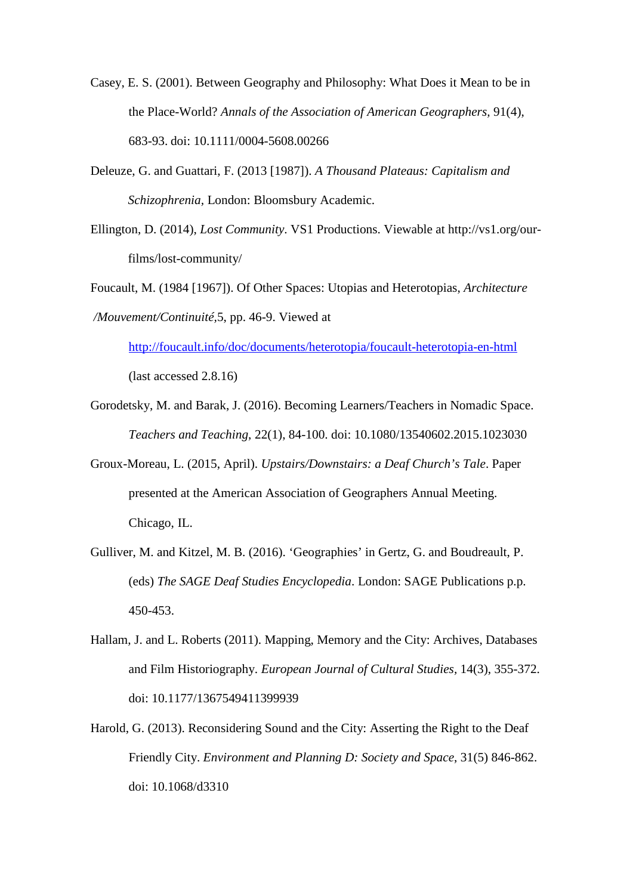Casey, E. S. (2001). Between Geography and Philosophy: What Does it Mean to be in the Place-World? *Annals of the Association of American Geographers*, 91(4), 683-93. doi: 10.1111/0004-5608.00266

Deleuze, G. and Guattari, F. (2013 [1987]). *A Thousand Plateaus: Capitalism and Schizophrenia*, London: Bloomsbury Academic.

Ellington, D. (2014), *Lost Community*. VS1 Productions. Viewable at http://vs1.org/our-films/lost-community/

Foucault, M. (1984 [1967]). Of Other Spaces: Utopias and Heterotopias, *Architecture /Mouvement/Continuité*,5, pp. 46-9. Viewed at http://foucault.info/doc/documents/heterotopia/foucault-heterotopia-en-html (last accessed 2.8.16)

Gorodetsky, M. and Barak, J. (2016). Becoming Learners/Teachers in Nomadic Space. *Teachers and Teaching*, 22(1), 84-100. doi: 10.1080/13540602.2015.1023030

Groux-Moreau, L. (2015, April). *Upstairs/Downstairs: a Deaf Church's Tale*. Paper presented at the American Association of Geographers Annual Meeting. Chicago, IL.

Gulliver, M. and Kitzel, M. B. (2016). 'Geographies' in Gertz, G. and Boudreault, P. (eds) *The SAGE Deaf Studies Encyclopedia*. London: SAGE Publications p.p. 450-453.

Hallam, J. and L. Roberts (2011). Mapping, Memory and the City: Archives, Databases and Film Historiography. *European Journal of Cultural Studies*, 14(3), 355-372. doi: 10.1177/1367549411399939

Harold, G. (2013). Reconsidering Sound and the City: Asserting the Right to the Deaf Friendly City. *Environment and Planning D: Society and Space*, 31(5) 846-862. doi: 10.1068/d3310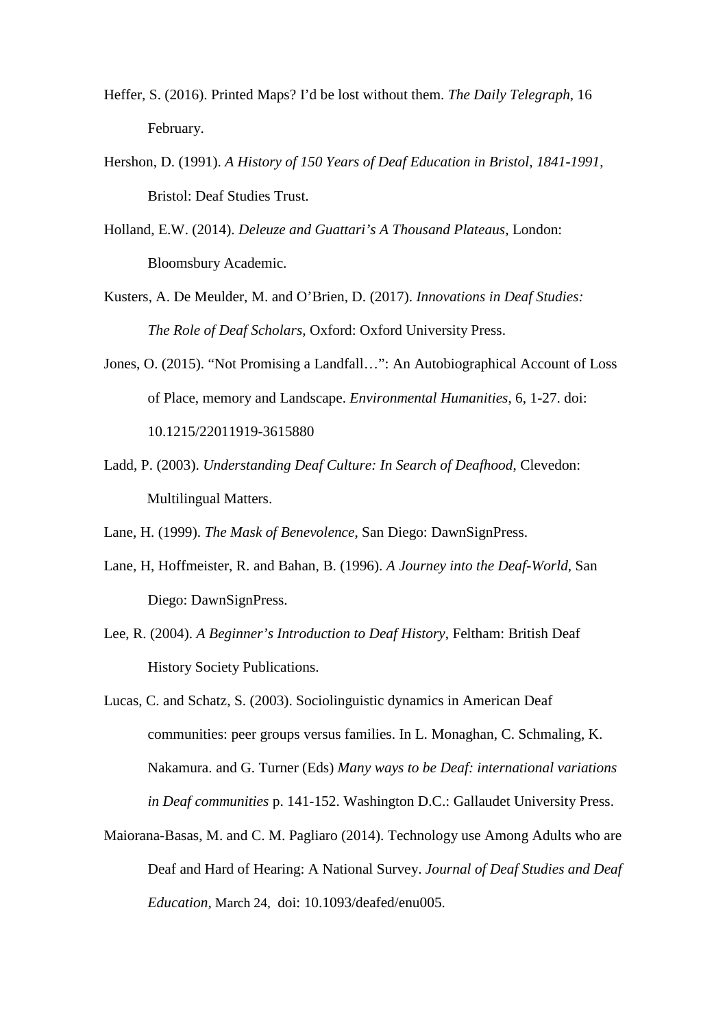Heffer, S. (2016). Printed Maps? I'd be lost without them. *The Daily Telegraph*, 16 February.

Hershon, D. (1991). *A History of 150 Years of Deaf Education in Bristol, 1841-1991*, Bristol: Deaf Studies Trust.

Holland, E.W. (2014). *Deleuze and Guattari's A Thousand Plateaus*, London: Bloomsbury Academic.

Kusters, A. De Meulder, M. and O'Brien, D. (2017). *Innovations in Deaf Studies: The Role of Deaf Scholars*, Oxford: Oxford University Press.

Jones, O. (2015). "Not Promising a Landfall…": An Autobiographical Account of Loss of Place, memory and Landscape. *Environmental Humanities*, 6, 1-27. doi: 10.1215/22011919-3615880

Ladd, P. (2003). *Understanding Deaf Culture: In Search of Deafhood,* Clevedon: Multilingual Matters.

Lane, H. (1999). *The Mask of Benevolence*, San Diego: DawnSignPress.

Lane, H, Hoffmeister, R. and Bahan, B. (1996). *A Journey into the Deaf-World,* San Diego: DawnSignPress.

Lee, R. (2004). *A Beginner's Introduction to Deaf History*, Feltham: British Deaf History Society Publications.

Lucas, C. and Schatz, S. (2003). Sociolinguistic dynamics in American Deaf communities: peer groups versus families. In L. Monaghan, C. Schmaling, K. Nakamura. and G. Turner (Eds) *Many ways to be Deaf: international variations in Deaf communities* p. 141-152. Washington D.C.: Gallaudet University Press.

Maiorana-Basas, M. and C. M. Pagliaro (2014). Technology use Among Adults who are Deaf and Hard of Hearing: A National Survey. *Journal of Deaf Studies and Deaf Education,* March 24, doi: 10.1093/deafed/enu005.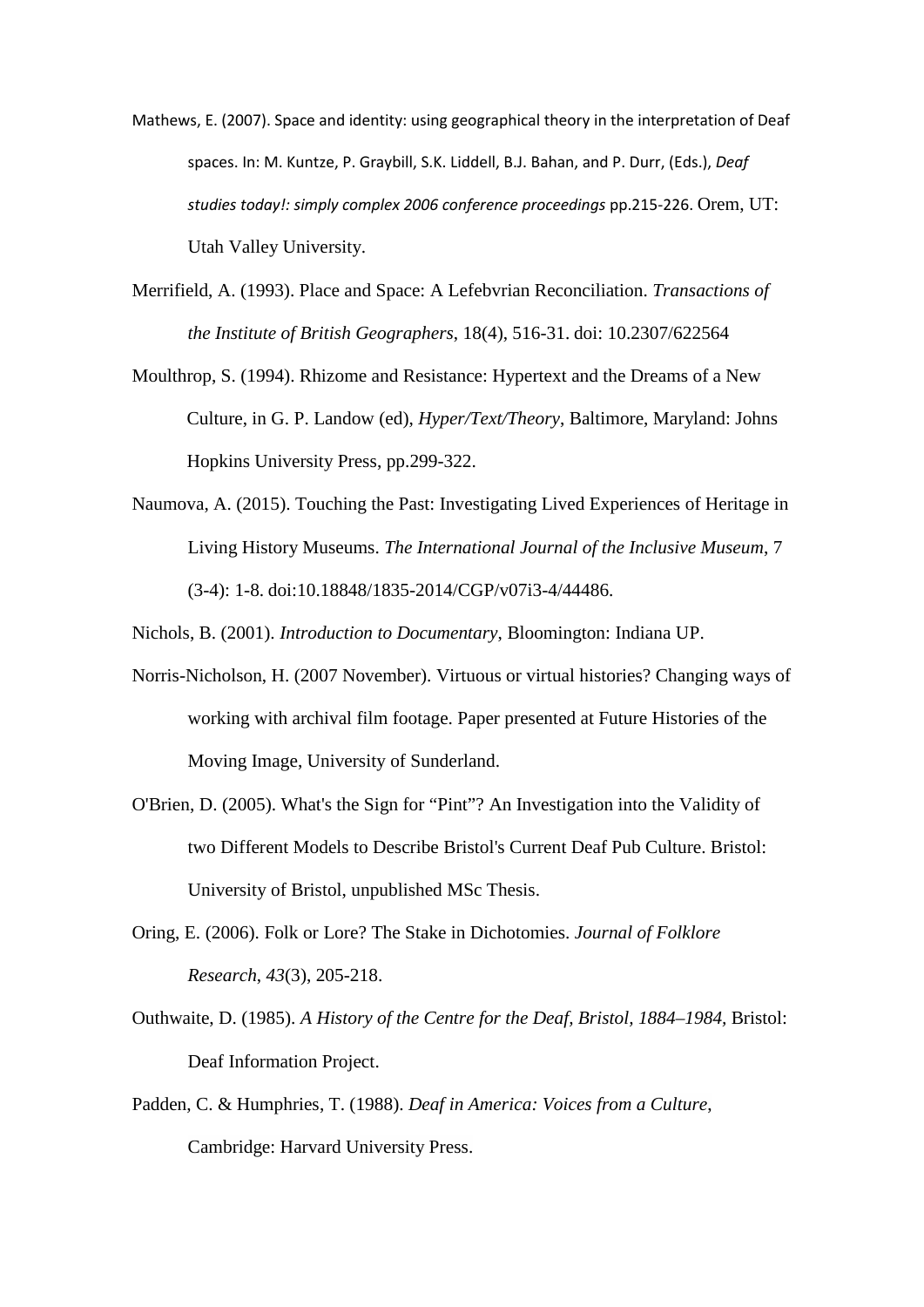Mathews, E. (2007). Space and identity: using geographical theory in the interpretation of Deaf spaces. In: M. Kuntze, P. Graybill, S.K. Liddell, B.J. Bahan, and P. Durr, (Eds.), *Deaf studies today!: simply complex 2006 conference proceedings* pp.215-226. Orem, UT: Utah Valley University.

Merrifield, A. (1993). Place and Space: A Lefebvrian Reconciliation. *Transactions of the Institute of British Geographers*, 18(4), 516-31. doi: 10.2307/622564

Moulthrop, S. (1994). Rhizome and Resistance: Hypertext and the Dreams of a New Culture, in G. P. Landow (ed), *Hyper/Text/Theory*, Baltimore, Maryland: Johns Hopkins University Press, pp.299-322.

Naumova, A. (2015). Touching the Past: Investigating Lived Experiences of Heritage in Living History Museums. *The International Journal of the Inclusive Museum*, 7 (3-4): 1-8. doi:10.18848/1835-2014/CGP/v07i3-4/44486.

Nichols, B. (2001). *Introduction to Documentary*, Bloomington: Indiana UP.

Norris-Nicholson, H. (2007 November). Virtuous or virtual histories? Changing ways of working with archival film footage. Paper presented at Future Histories of the Moving Image, University of Sunderland.

O'Brien, D. (2005). What's the Sign for "Pint"? An Investigation into the Validity of two Different Models to Describe Bristol's Current Deaf Pub Culture. Bristol: University of Bristol, unpublished MSc Thesis.

Oring, E. (2006). Folk or Lore? The Stake in Dichotomies. *Journal of Folklore Research*, *43*(3), 205-218.

Outhwaite, D. (1985). *A History of the Centre for the Deaf, Bristol, 1884–1984*, Bristol: Deaf Information Project.

Padden, C. & Humphries, T. (1988). *Deaf in America: Voices from a Culture*, Cambridge: Harvard University Press.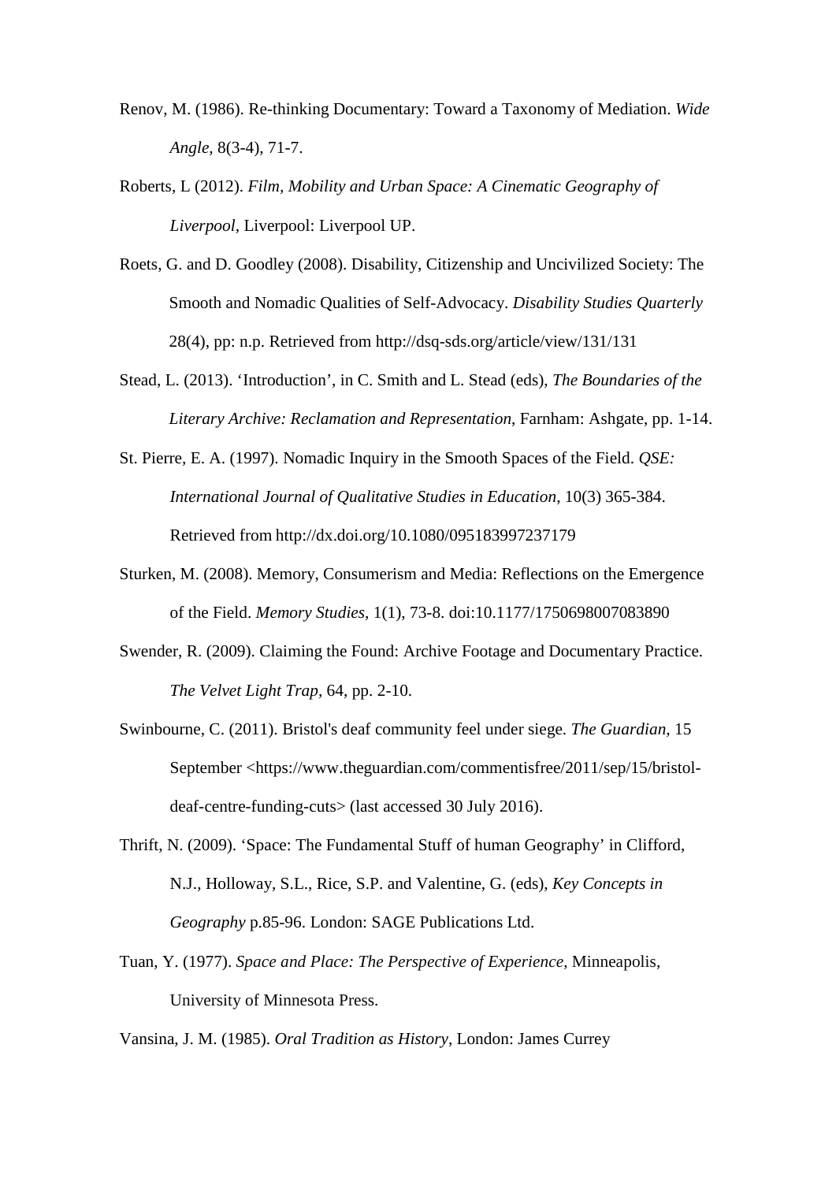Renov, M. (1986). Re-thinking Documentary: Toward a Taxonomy of Mediation. *Wide Angle*, 8(3-4), 71-7.

Roberts, L (2012). *Film, Mobility and Urban Space: A Cinematic Geography of Liverpool*, Liverpool: Liverpool UP.

Roets, G. and D. Goodley (2008). Disability, Citizenship and Uncivilized Society: The Smooth and Nomadic Qualities of Self-Advocacy. *Disability Studies Quarterly* 28(4), pp: n.p. Retrieved from http://dsq-sds.org/article/view/131/131

Stead, L. (2013). 'Introduction', in C. Smith and L. Stead (eds), *The Boundaries of the Literary Archive: Reclamation and Representation*, Farnham: Ashgate, pp. 1-14.

St. Pierre, E. A. (1997). Nomadic Inquiry in the Smooth Spaces of the Field. *QSE: International Journal of Qualitative Studies in Education*, 10(3) 365-384. Retrieved from http://dx.doi.org/10.1080/095183997237179

Sturken, M. (2008). Memory, Consumerism and Media: Reflections on the Emergence of the Field. *Memory Studies*, 1(1), 73-8. doi:10.1177/1750698007083890

Swender, R. (2009). Claiming the Found: Archive Footage and Documentary Practice. *The Velvet Light Trap,* 64, pp. 2-10.

Swinbourne, C. (2011). Bristol's deaf community feel under siege. *The Guardian,* 15 September <https://www.theguardian.com/commentisfree/2011/sep/15/bristol-deaf-centre-funding-cuts> (last accessed 30 July 2016).

Thrift, N. (2009). 'Space: The Fundamental Stuff of human Geography' in Clifford, N.J., Holloway, S.L., Rice, S.P. and Valentine, G. (eds), *Key Concepts in Geography* p.85-96. London: SAGE Publications Ltd.

Tuan, Y. (1977). *Space and Place: The Perspective of Experience*, Minneapolis, University of Minnesota Press.

Vansina, J. M. (1985). *Oral Tradition as History*, London: James Currey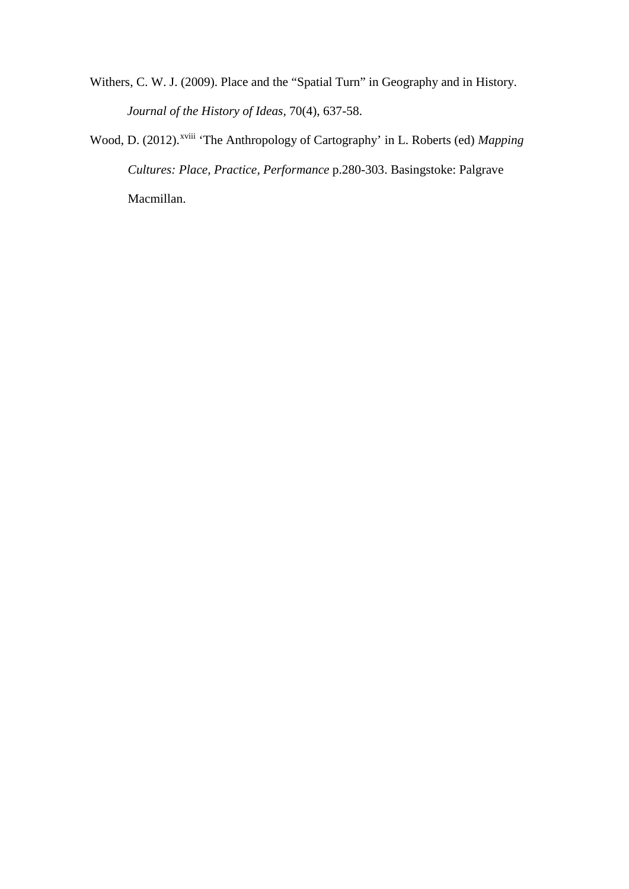Withers, C. W. J. (2009). Place and the “Spatial Turn” in Geography and in History. *Journal of the History of Ideas*, 70(4), 637-58.

Wood, D. (2012).[xviii] ‘The Anthropology of Cartography’ in L. Roberts (ed) *Mapping Cultures: Place, Practice, Performance* p.280-303. Basingstoke: Palgrave Macmillan.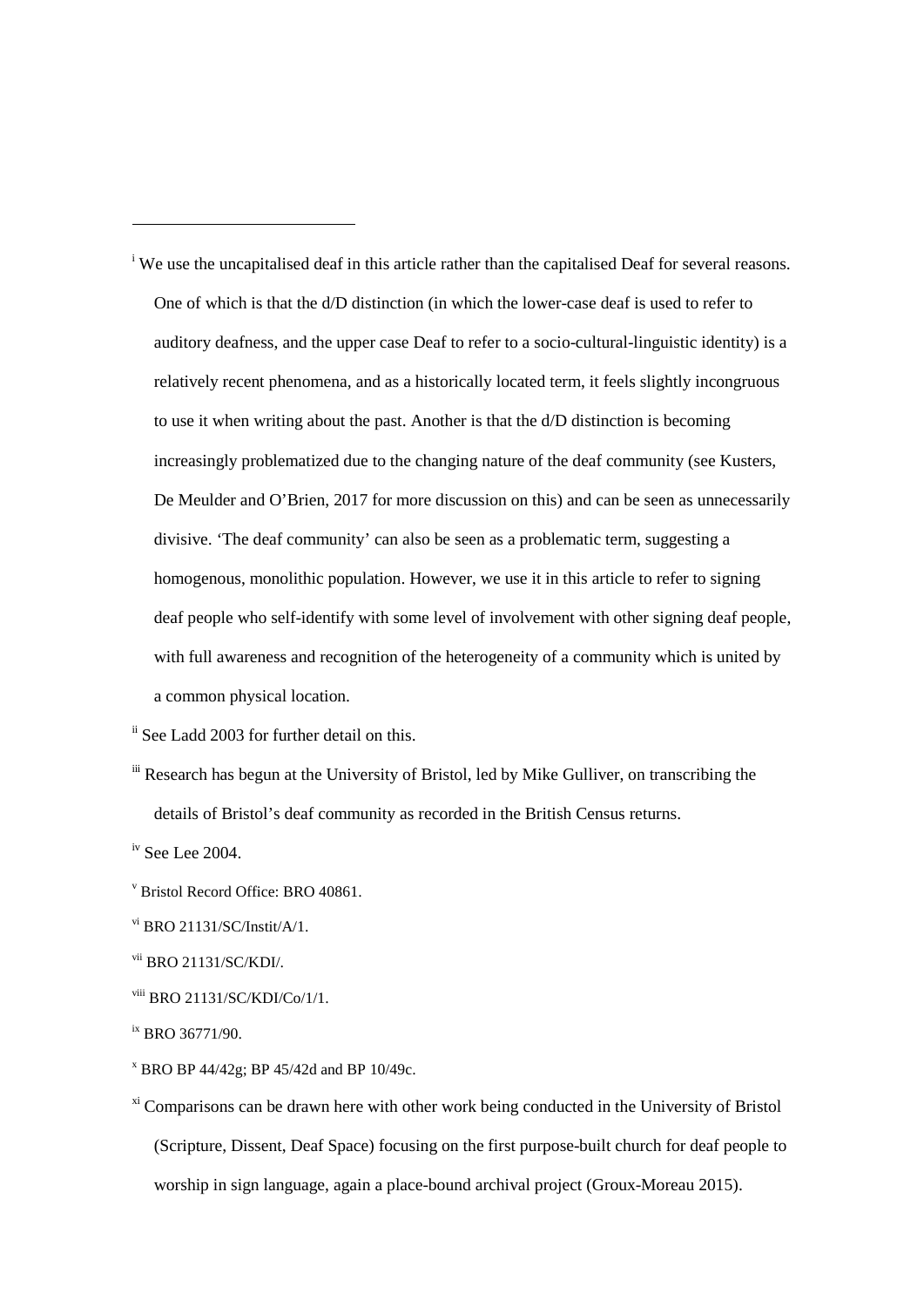---

[i] We use the uncapitalised deaf in this article rather than the capitalised Deaf for several reasons. One of which is that the d/D distinction (in which the lower-case deaf is used to refer to auditory deafness, and the upper case Deaf to refer to a socio-cultural-linguistic identity) is a relatively recent phenomena, and as a historically located term, it feels slightly incongruous to use it when writing about the past. Another is that the d/D distinction is becoming increasingly problematized due to the changing nature of the deaf community (see Kusters, De Meulder and O'Brien, 2017 for more discussion on this) and can be seen as unnecessarily divisive. 'The deaf community' can also be seen as a problematic term, suggesting a homogenous, monolithic population. However, we use it in this article to refer to signing deaf people who self-identify with some level of involvement with other signing deaf people, with full awareness and recognition of the heterogeneity of a community which is united by a common physical location.

[ii] See Ladd 2003 for further detail on this.

[iii] Research has begun at the University of Bristol, led by Mike Gulliver, on transcribing the details of Bristol's deaf community as recorded in the British Census returns.

[iv] See Lee 2004.

[v] Bristol Record Office: BRO 40861.

[vi] BRO 21131/SC/Instit/A/1.

[vii] BRO 21131/SC/KDI/.

[viii] BRO 21131/SC/KDI/Co/1/1.

[ix] BRO 36771/90.

[x] BRO BP 44/42g; BP 45/42d and BP 10/49c.

[xi] Comparisons can be drawn here with other work being conducted in the University of Bristol (Scripture, Dissent, Deaf Space) focusing on the first purpose-built church for deaf people to worship in sign language, again a place-bound archival project (Groux-Moreau 2015).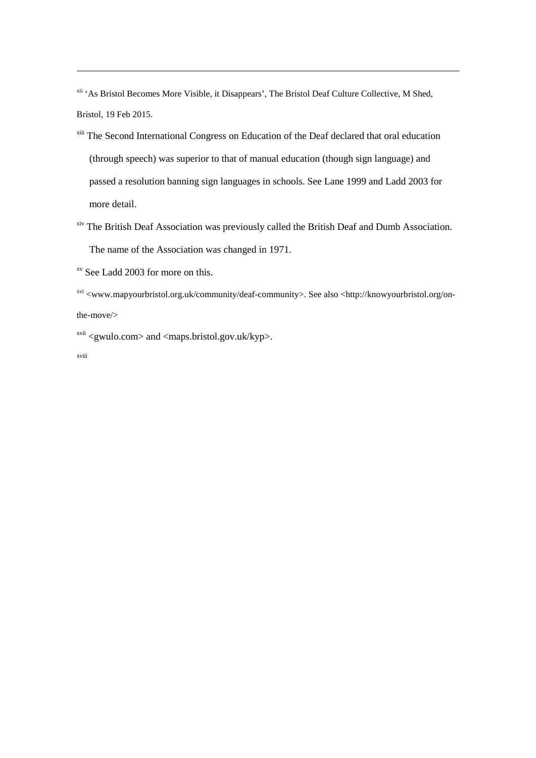[xii] 'As Bristol Becomes More Visible, it Disappears', The Bristol Deaf Culture Collective, M Shed, Bristol, 19 Feb 2015.

[xiii] The Second International Congress on Education of the Deaf declared that oral education (through speech) was superior to that of manual education (though sign language) and passed a resolution banning sign languages in schools. See Lane 1999 and Ladd 2003 for more detail.

[xiv] The British Deaf Association was previously called the British Deaf and Dumb Association. The name of the Association was changed in 1971.

[xv] See Ladd 2003 for more on this.

[xvi] <www.mapyourbristol.org.uk/community/deaf-community>. See also <http://knowyourbristol.org/on-the-move/>

[xvii] <gwulo.com> and <maps.bristol.gov.uk/kyp>.

[xviii]